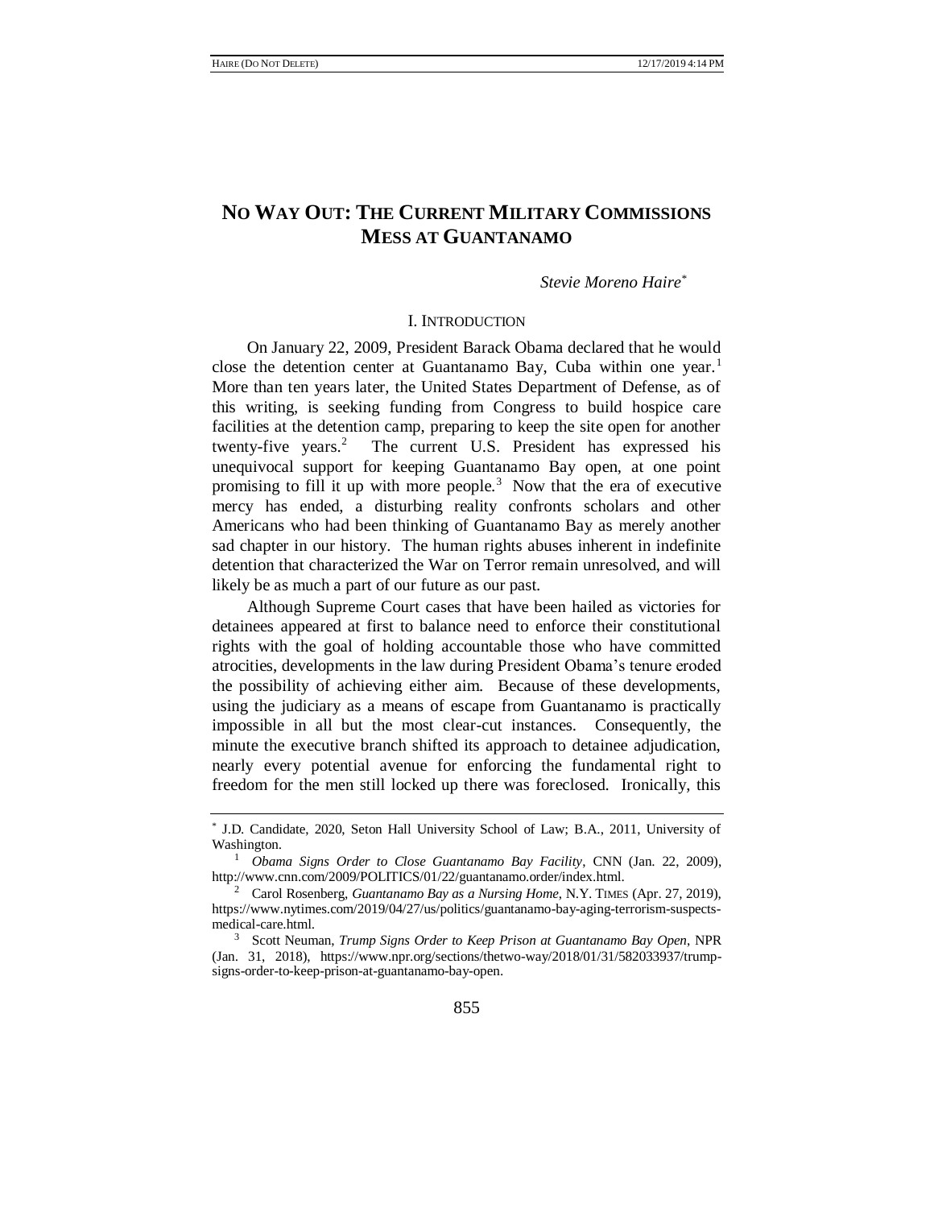# NO WAY OUT: THE CURRENT MILITARY COMMISSIONS MESS AT GUANTANAMO

*Stevie Moreno Haire*[*]

## I. INTRODUCTION

On January 22, 2009, President Barack Obama declared that he would close the detention center at Guantanamo Bay, Cuba within one year.[1] More than ten years later, the United States Department of Defense, as of this writing, is seeking funding from Congress to build hospice care facilities at the detention camp, preparing to keep the site open for another twenty-five years.[2] The current U.S. President has expressed his unequivocal support for keeping Guantanamo Bay open, at one point promising to fill it up with more people.[3] Now that the era of executive mercy has ended, a disturbing reality confronts scholars and other Americans who had been thinking of Guantanamo Bay as merely another sad chapter in our history. The human rights abuses inherent in indefinite detention that characterized the War on Terror remain unresolved, and will likely be as much a part of our future as our past.

Although Supreme Court cases that have been hailed as victories for detainees appeared at first to balance need to enforce their constitutional rights with the goal of holding accountable those who have committed atrocities, developments in the law during President Obama's tenure eroded the possibility of achieving either aim. Because of these developments, using the judiciary as a means of escape from Guantanamo is practically impossible in all but the most clear-cut instances. Consequently, the minute the executive branch shifted its approach to detainee adjudication, nearly every potential avenue for enforcing the fundamental right to freedom for the men still locked up there was foreclosed. Ironically, this

---

[*] J.D. Candidate, 2020, Seton Hall University School of Law; B.A., 2011, University of Washington.

[1] *Obama Signs Order to Close Guantanamo Bay Facility*, CNN (Jan. 22, 2009), http://www.cnn.com/2009/POLITICS/01/22/guantanamo.order/index.html.

[2] Carol Rosenberg, *Guantanamo Bay as a Nursing Home*, N.Y. TIMES (Apr. 27, 2019), https://www.nytimes.com/2019/04/27/us/politics/guantanamo-bay-aging-terrorism-suspects-medical-care.html.

[3] Scott Neuman, *Trump Signs Order to Keep Prison at Guantanamo Bay Open*, NPR (Jan. 31, 2018), https://www.npr.org/sections/thetwo-way/2018/01/31/582033937/trump-signs-order-to-keep-prison-at-guantanamo-bay-open.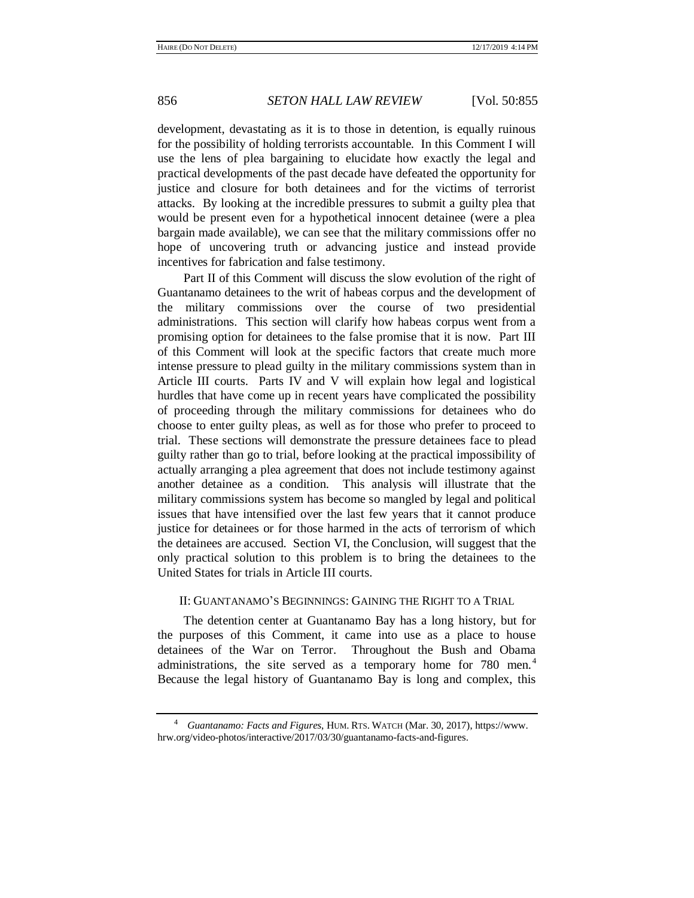development, devastating as it is to those in detention, is equally ruinous for the possibility of holding terrorists accountable. In this Comment I will use the lens of plea bargaining to elucidate how exactly the legal and practical developments of the past decade have defeated the opportunity for justice and closure for both detainees and for the victims of terrorist attacks. By looking at the incredible pressures to submit a guilty plea that would be present even for a hypothetical innocent detainee (were a plea bargain made available), we can see that the military commissions offer no hope of uncovering truth or advancing justice and instead provide incentives for fabrication and false testimony.

Part II of this Comment will discuss the slow evolution of the right of Guantanamo detainees to the writ of habeas corpus and the development of the military commissions over the course of two presidential administrations. This section will clarify how habeas corpus went from a promising option for detainees to the false promise that it is now. Part III of this Comment will look at the specific factors that create much more intense pressure to plead guilty in the military commissions system than in Article III courts. Parts IV and V will explain how legal and logistical hurdles that have come up in recent years have complicated the possibility of proceeding through the military commissions for detainees who do choose to enter guilty pleas, as well as for those who prefer to proceed to trial. These sections will demonstrate the pressure detainees face to plead guilty rather than go to trial, before looking at the practical impossibility of actually arranging a plea agreement that does not include testimony against another detainee as a condition. This analysis will illustrate that the military commissions system has become so mangled by legal and political issues that have intensified over the last few years that it cannot produce justice for detainees or for those harmed in the acts of terrorism of which the detainees are accused. Section VI, the Conclusion, will suggest that the only practical solution to this problem is to bring the detainees to the United States for trials in Article III courts.

## II: GUANTANAMO'S BEGINNINGS: GAINING THE RIGHT TO A TRIAL

The detention center at Guantanamo Bay has a long history, but for the purposes of this Comment, it came into use as a place to house detainees of the War on Terror. Throughout the Bush and Obama administrations, the site served as a temporary home for 780 men.[4] Because the legal history of Guantanamo Bay is long and complex, this

---

[4] *Guantanamo: Facts and Figures*, HUM. RTS. WATCH (Mar. 30, 2017), https://www.hrw.org/video-photos/interactive/2017/03/30/guantanamo-facts-and-figures.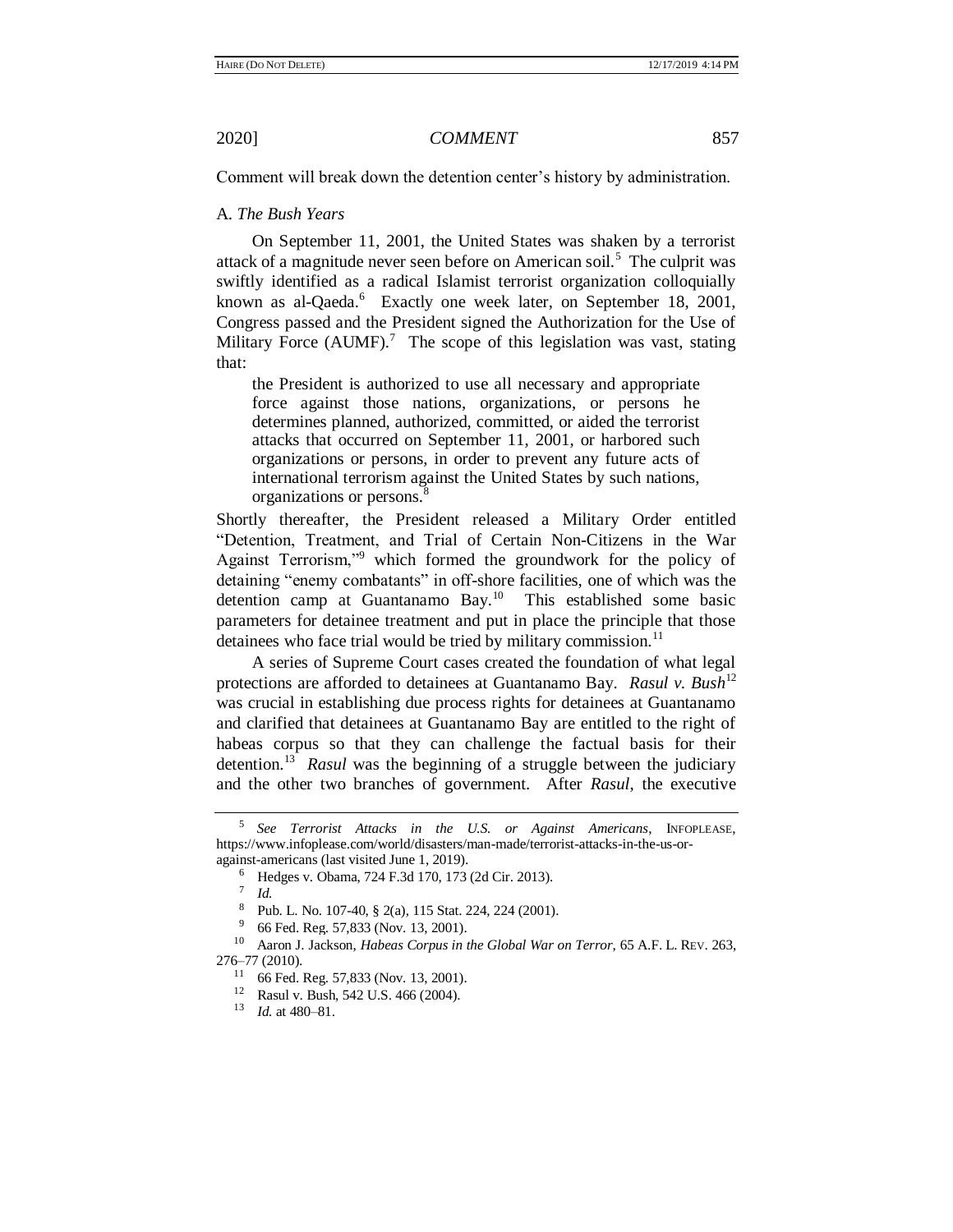Comment will break down the detention center's history by administration.

### A. *The Bush Years*

On September 11, 2001, the United States was shaken by a terrorist attack of a magnitude never seen before on American soil.[5] The culprit was swiftly identified as a radical Islamist terrorist organization colloquially known as al-Qaeda.[6] Exactly one week later, on September 18, 2001, Congress passed and the President signed the Authorization for the Use of Military Force (AUMF).[7] The scope of this legislation was vast, stating that:

> the President is authorized to use all necessary and appropriate force against those nations, organizations, or persons he determines planned, authorized, committed, or aided the terrorist attacks that occurred on September 11, 2001, or harbored such organizations or persons, in order to prevent any future acts of international terrorism against the United States by such nations, organizations or persons.[8]

Shortly thereafter, the President released a Military Order entitled "Detention, Treatment, and Trial of Certain Non-Citizens in the War Against Terrorism,"[9] which formed the groundwork for the policy of detaining "enemy combatants" in off-shore facilities, one of which was the detention camp at Guantanamo Bay.[10] This established some basic parameters for detainee treatment and put in place the principle that those detainees who face trial would be tried by military commission.[11]

A series of Supreme Court cases created the foundation of what legal protections are afforded to detainees at Guantanamo Bay. *Rasul v. Bush*[12] was crucial in establishing due process rights for detainees at Guantanamo and clarified that detainees at Guantanamo Bay are entitled to the right of habeas corpus so that they can challenge the factual basis for their detention.[13] *Rasul* was the beginning of a struggle between the judiciary and the other two branches of government. After *Rasul*, the executive

---

[5] *See Terrorist Attacks in the U.S. or Against Americans*, INFOPLEASE, https://www.infoplease.com/world/disasters/man-made/terrorist-attacks-in-the-us-or-against-americans (last visited June 1, 2019).

[6] Hedges v. Obama, 724 F.3d 170, 173 (2d Cir. 2013).

[7] *Id.*

[8] Pub. L. No. 107-40, § 2(a), 115 Stat. 224, 224 (2001).

[9] 66 Fed. Reg. 57,833 (Nov. 13, 2001).

[10] Aaron J. Jackson, *Habeas Corpus in the Global War on Terror*, 65 A.F. L. REV. 263, 276–77 (2010).

[11] 66 Fed. Reg. 57,833 (Nov. 13, 2001).

[12] Rasul v. Bush, 542 U.S. 466 (2004).

[13] *Id.* at 480–81.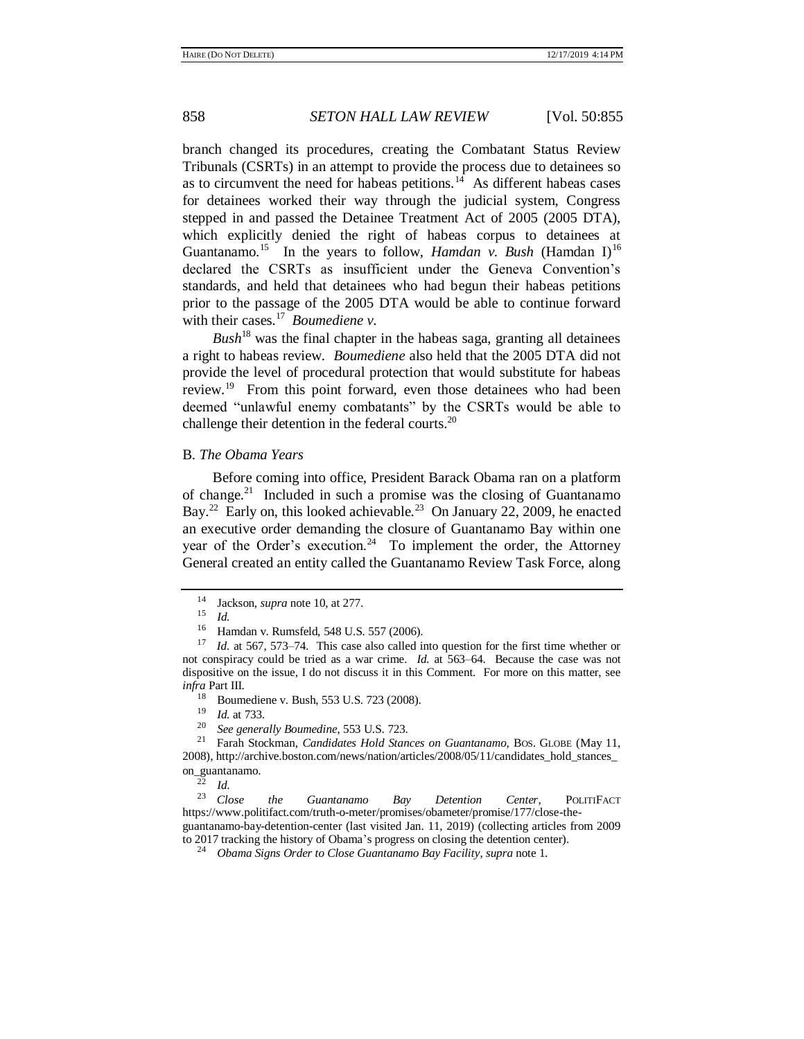branch changed its procedures, creating the Combatant Status Review Tribunals (CSRTs) in an attempt to provide the process due to detainees so as to circumvent the need for habeas petitions.[14] As different habeas cases for detainees worked their way through the judicial system, Congress stepped in and passed the Detainee Treatment Act of 2005 (2005 DTA), which explicitly denied the right of habeas corpus to detainees at Guantanamo.[15] In the years to follow, *Hamdan v. Bush* (Hamdan I)[16] declared the CSRTs as insufficient under the Geneva Convention's standards, and held that detainees who had begun their habeas petitions prior to the passage of the 2005 DTA would be able to continue forward with their cases.[17] *Boumediene v.*

*Bush*[18] was the final chapter in the habeas saga, granting all detainees a right to habeas review. *Boumediene* also held that the 2005 DTA did not provide the level of procedural protection that would substitute for habeas review.[19] From this point forward, even those detainees who had been deemed "unlawful enemy combatants" by the CSRTs would be able to challenge their detention in the federal courts.[20]

### B. *The Obama Years*

Before coming into office, President Barack Obama ran on a platform of change.[21] Included in such a promise was the closing of Guantanamo Bay.[22] Early on, this looked achievable.[23] On January 22, 2009, he enacted an executive order demanding the closure of Guantanamo Bay within one year of the Order's execution.[24] To implement the order, the Attorney General created an entity called the Guantanamo Review Task Force, along

---

[14] Jackson, *supra* note 10, at 277.

[15] *Id.*

[16] Hamdan v. Rumsfeld, 548 U.S. 557 (2006).

[17] *Id.* at 567, 573–74. This case also called into question for the first time whether or not conspiracy could be tried as a war crime. *Id.* at 563–64. Because the case was not dispositive on the issue, I do not discuss it in this Comment. For more on this matter, see *infra* Part III.

[18] Boumediene v. Bush, 553 U.S. 723 (2008).

[19] *Id.* at 733.

[20] *See generally Boumedine*, 553 U.S. 723.

[21] Farah Stockman, *Candidates Hold Stances on Guantanamo*, BOS. GLOBE (May 11, 2008), http://archive.boston.com/news/nation/articles/2008/05/11/candidates_hold_stances_on_guantanamo.

[22] *Id.*

[23] *Close the Guantanamo Bay Detention Center*, POLITIFACT https://www.politifact.com/truth-o-meter/promises/obameter/promise/177/close-the-guantanamo-bay-detention-center (last visited Jan. 11, 2019) (collecting articles from 2009 to 2017 tracking the history of Obama's progress on closing the detention center).

[24] *Obama Signs Order to Close Guantanamo Bay Facility*, *supra* note 1.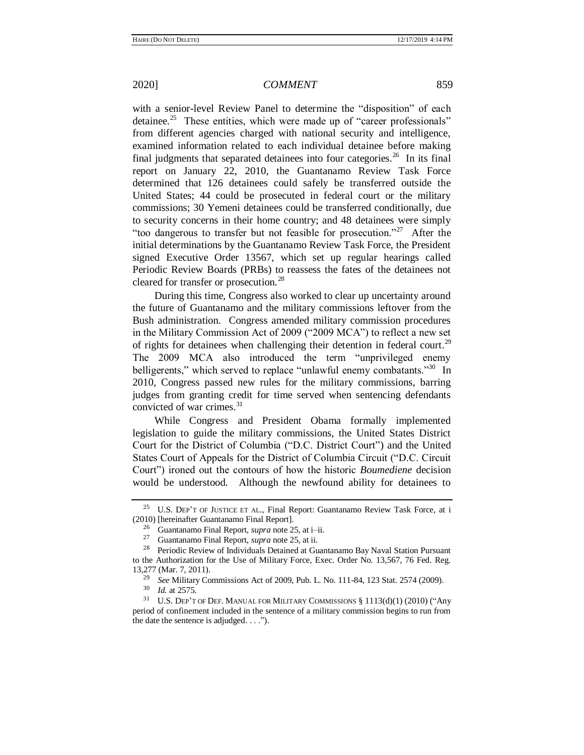with a senior-level Review Panel to determine the "disposition" of each detainee.[25] These entities, which were made up of "career professionals" from different agencies charged with national security and intelligence, examined information related to each individual detainee before making final judgments that separated detainees into four categories.[26] In its final report on January 22, 2010, the Guantanamo Review Task Force determined that 126 detainees could safely be transferred outside the United States; 44 could be prosecuted in federal court or the military commissions; 30 Yemeni detainees could be transferred conditionally, due to security concerns in their home country; and 48 detainees were simply "too dangerous to transfer but not feasible for prosecution."[27] After the initial determinations by the Guantanamo Review Task Force, the President signed Executive Order 13567, which set up regular hearings called Periodic Review Boards (PRBs) to reassess the fates of the detainees not cleared for transfer or prosecution.[28]

During this time, Congress also worked to clear up uncertainty around the future of Guantanamo and the military commissions leftover from the Bush administration. Congress amended military commission procedures in the Military Commission Act of 2009 ("2009 MCA") to reflect a new set of rights for detainees when challenging their detention in federal court.[29] The 2009 MCA also introduced the term "unprivileged enemy belligerents," which served to replace "unlawful enemy combatants."[30] In 2010, Congress passed new rules for the military commissions, barring judges from granting credit for time served when sentencing defendants convicted of war crimes.[31]

While Congress and President Obama formally implemented legislation to guide the military commissions, the United States District Court for the District of Columbia ("D.C. District Court") and the United States Court of Appeals for the District of Columbia Circuit ("D.C. Circuit Court") ironed out the contours of how the historic *Boumediene* decision would be understood. Although the newfound ability for detainees to

---

[25] U.S. DEP'T OF JUSTICE ET AL., Final Report: Guantanamo Review Task Force, at i (2010) [hereinafter Guantanamo Final Report].

[26] Guantanamo Final Report, *supra* note 25, at i–ii.

[27] Guantanamo Final Report, *supra* note 25, at ii.

[28] Periodic Review of Individuals Detained at Guantanamo Bay Naval Station Pursuant to the Authorization for the Use of Military Force, Exec. Order No. 13,567, 76 Fed. Reg. 13,277 (Mar. 7, 2011).

[29] *See* Military Commissions Act of 2009, Pub. L. No. 111-84, 123 Stat. 2574 (2009).

[30] *Id.* at 2575.

[31] U.S. DEP'T OF DEF. MANUAL FOR MILITARY COMMISSIONS § 1113(d)(1) (2010) ("Any period of confinement included in the sentence of a military commission begins to run from the date the sentence is adjudged. . . .").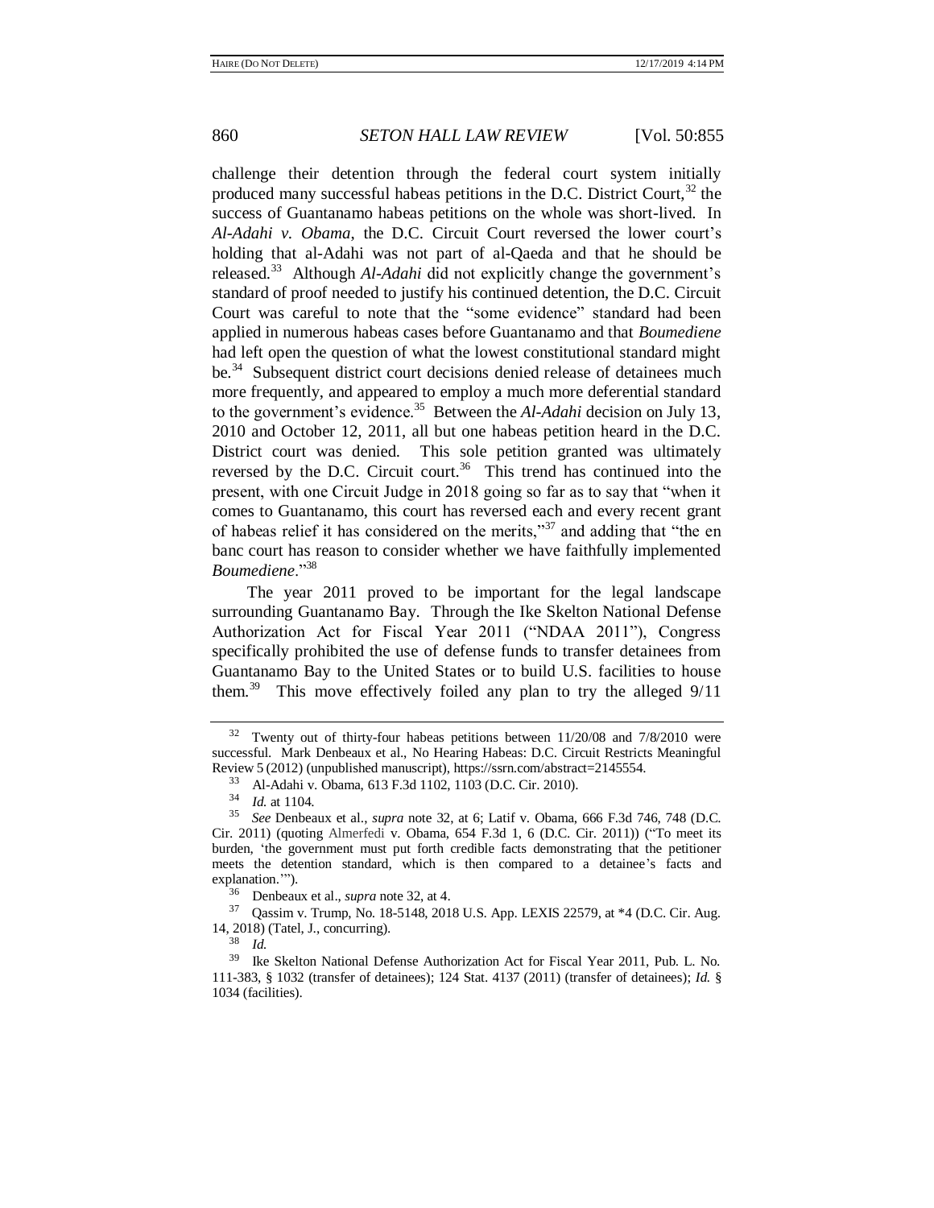challenge their detention through the federal court system initially produced many successful habeas petitions in the D.C. District Court,[32] the success of Guantanamo habeas petitions on the whole was short-lived. In *Al-Adahi v. Obama*, the D.C. Circuit Court reversed the lower court's holding that al-Adahi was not part of al-Qaeda and that he should be released.[33] Although *Al-Adahi* did not explicitly change the government's standard of proof needed to justify his continued detention, the D.C. Circuit Court was careful to note that the "some evidence" standard had been applied in numerous habeas cases before Guantanamo and that *Boumediene* had left open the question of what the lowest constitutional standard might be.[34] Subsequent district court decisions denied release of detainees much more frequently, and appeared to employ a much more deferential standard to the government's evidence.[35] Between the *Al-Adahi* decision on July 13, 2010 and October 12, 2011, all but one habeas petition heard in the D.C. District court was denied. This sole petition granted was ultimately reversed by the D.C. Circuit court.[36] This trend has continued into the present, with one Circuit Judge in 2018 going so far as to say that "when it comes to Guantanamo, this court has reversed each and every recent grant of habeas relief it has considered on the merits,"[37] and adding that "the en banc court has reason to consider whether we have faithfully implemented *Boumediene*."[38]

The year 2011 proved to be important for the legal landscape surrounding Guantanamo Bay. Through the Ike Skelton National Defense Authorization Act for Fiscal Year 2011 ("NDAA 2011"), Congress specifically prohibited the use of defense funds to transfer detainees from Guantanamo Bay to the United States or to build U.S. facilities to house them.[39] This move effectively foiled any plan to try the alleged 9/11

---

[32] Twenty out of thirty-four habeas petitions between 11/20/08 and 7/8/2010 were successful. Mark Denbeaux et al., No Hearing Habeas: D.C. Circuit Restricts Meaningful Review 5 (2012) (unpublished manuscript), https://ssrn.com/abstract=2145554.

[33] Al-Adahi v. Obama, 613 F.3d 1102, 1103 (D.C. Cir. 2010).

[34] *Id.* at 1104.

[35] *See* Denbeaux et al., *supra* note 32, at 6; Latif v. Obama, 666 F.3d 746, 748 (D.C. Cir. 2011) (quoting Almerfedi v. Obama, 654 F.3d 1, 6 (D.C. Cir. 2011)) ("To meet its burden, 'the government must put forth credible facts demonstrating that the petitioner meets the detention standard, which is then compared to a detainee's facts and explanation.'").

[36] Denbeaux et al., *supra* note 32, at 4.

[37] Qassim v. Trump, No. 18-5148, 2018 U.S. App. LEXIS 22579, at \*4 (D.C. Cir. Aug. 14, 2018) (Tatel, J., concurring).

[38] *Id.*

[39] Ike Skelton National Defense Authorization Act for Fiscal Year 2011, Pub. L. No. 111-383, § 1032 (transfer of detainees); 124 Stat. 4137 (2011) (transfer of detainees); *Id.* § 1034 (facilities).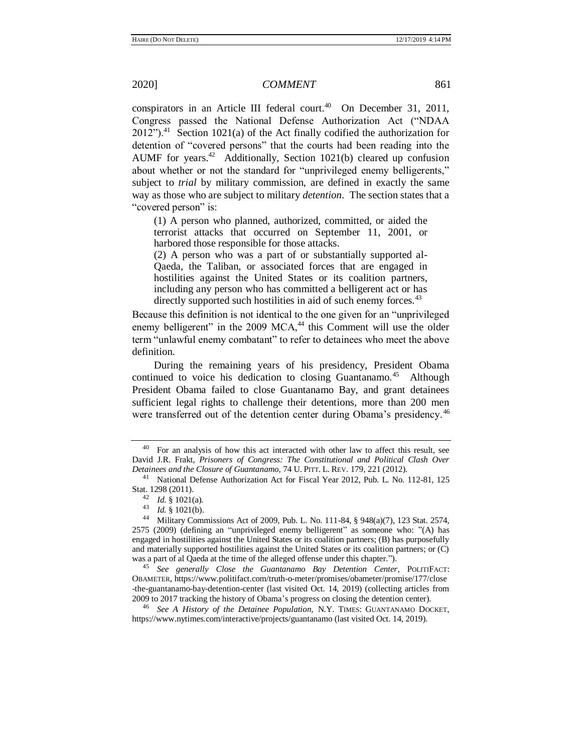conspirators in an Article III federal court.[40] On December 31, 2011, Congress passed the National Defense Authorization Act ("NDAA 2012").[41] Section 1021(a) of the Act finally codified the authorization for detention of "covered persons" that the courts had been reading into the AUMF for years.[42] Additionally, Section 1021(b) cleared up confusion about whether or not the standard for "unprivileged enemy belligerents," subject to *trial* by military commission, are defined in exactly the same way as those who are subject to military *detention*. The section states that a "covered person" is:

> (1) A person who planned, authorized, committed, or aided the terrorist attacks that occurred on September 11, 2001, or harbored those responsible for those attacks.
>
> (2) A person who was a part of or substantially supported al-Qaeda, the Taliban, or associated forces that are engaged in hostilities against the United States or its coalition partners, including any person who has committed a belligerent act or has directly supported such hostilities in aid of such enemy forces.[43]

Because this definition is not identical to the one given for an "unprivileged enemy belligerent" in the 2009 MCA,[44] this Comment will use the older term "unlawful enemy combatant" to refer to detainees who meet the above definition.

During the remaining years of his presidency, President Obama continued to voice his dedication to closing Guantanamo.[45] Although President Obama failed to close Guantanamo Bay, and grant detainees sufficient legal rights to challenge their detentions, more than 200 men were transferred out of the detention center during Obama's presidency.[46]

---

[40] For an analysis of how this act interacted with other law to affect this result, see David J.R. Frakt, *Prisoners of Congress: The Constitutional and Political Clash Over Detainees and the Closure of Guantanamo*, 74 U. PITT. L. REV. 179, 221 (2012).

[41] National Defense Authorization Act for Fiscal Year 2012, Pub. L. No. 112-81, 125 Stat. 1298 (2011).

[42] *Id.* § 1021(a).

[43] *Id.* § 1021(b).

[44] Military Commissions Act of 2009, Pub. L. No. 111-84, § 948(a)(7), 123 Stat. 2574, 2575 (2009) (defining an "unprivileged enemy belligerent" as someone who: "(A) has engaged in hostilities against the United States or its coalition partners; (B) has purposefully and materially supported hostilities against the United States or its coalition partners; or (C) was a part of al Qaeda at the time of the alleged offense under this chapter.").

[45] *See generally Close the Guantanamo Bay Detention Center*, POLITIFACT: OBAMETER, https://www.politifact.com/truth-o-meter/promises/obameter/promise/177/close-the-guantanamo-bay-detention-center (last visited Oct. 14, 2019) (collecting articles from 2009 to 2017 tracking the history of Obama's progress on closing the detention center).

[46] *See A History of the Detainee Population*, N.Y. TIMES: GUANTANAMO DOCKET, https://www.nytimes.com/interactive/projects/guantanamo (last visited Oct. 14, 2019).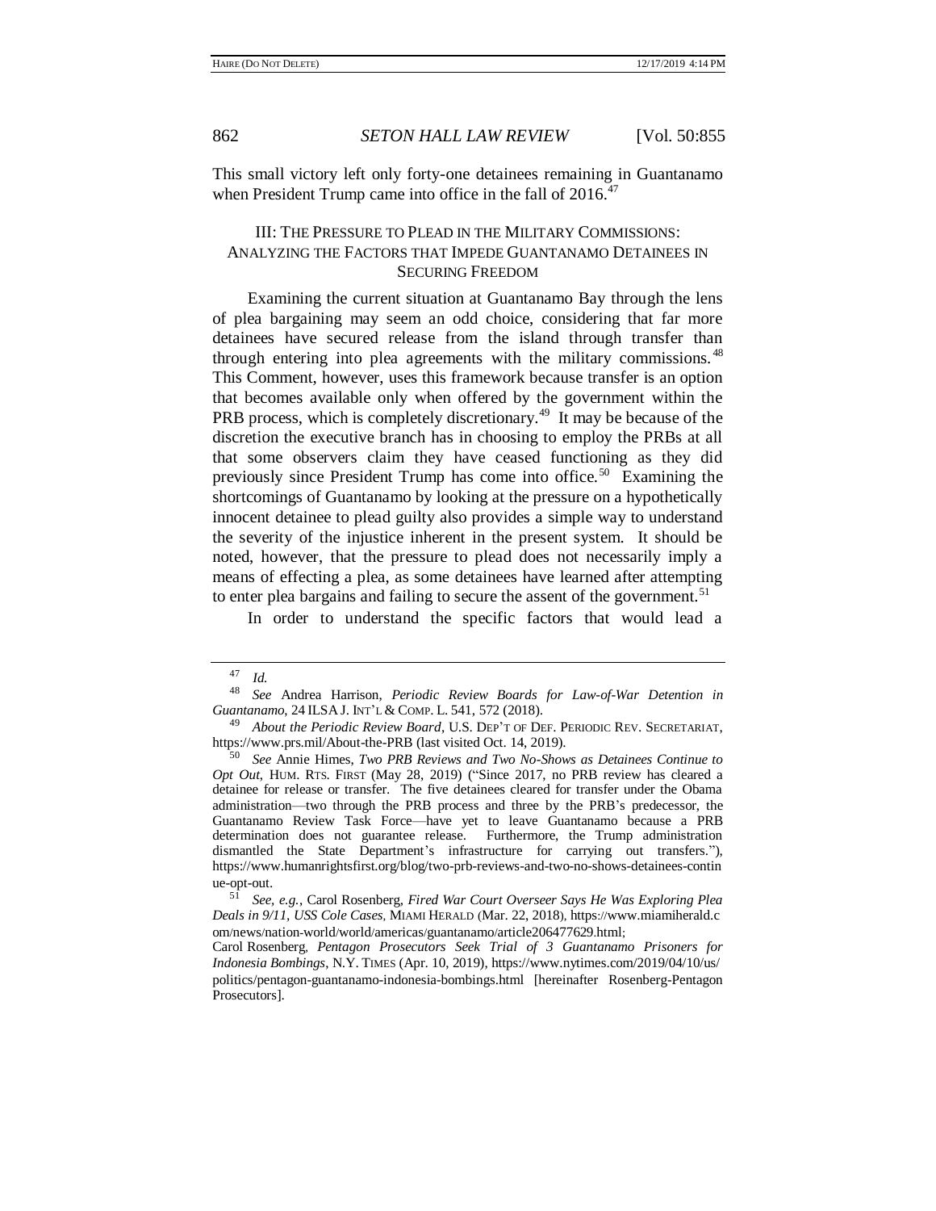This small victory left only forty-one detainees remaining in Guantanamo when President Trump came into office in the fall of 2016.[47]

## III: THE PRESSURE TO PLEAD IN THE MILITARY COMMISSIONS: ANALYZING THE FACTORS THAT IMPEDE GUANTANAMO DETAINEES IN SECURING FREEDOM

Examining the current situation at Guantanamo Bay through the lens of plea bargaining may seem an odd choice, considering that far more detainees have secured release from the island through transfer than through entering into plea agreements with the military commissions.[48] This Comment, however, uses this framework because transfer is an option that becomes available only when offered by the government within the PRB process, which is completely discretionary.[49] It may be because of the discretion the executive branch has in choosing to employ the PRBs at all that some observers claim they have ceased functioning as they did previously since President Trump has come into office.[50] Examining the shortcomings of Guantanamo by looking at the pressure on a hypothetically innocent detainee to plead guilty also provides a simple way to understand the severity of the injustice inherent in the present system. It should be noted, however, that the pressure to plead does not necessarily imply a means of effecting a plea, as some detainees have learned after attempting to enter plea bargains and failing to secure the assent of the government.[51]

In order to understand the specific factors that would lead a

---

[47] *Id.*

[48] *See* Andrea Harrison, *Periodic Review Boards for Law-of-War Detention in Guantanamo*, 24 ILSA J. INT'L & COMP. L. 541, 572 (2018).

[49] *About the Periodic Review Board*, U.S. DEP'T OF DEF. PERIODIC REV. SECRETARIAT, https://www.prs.mil/About-the-PRB (last visited Oct. 14, 2019).

[50] *See* Annie Himes, *Two PRB Reviews and Two No-Shows as Detainees Continue to Opt Out*, HUM. RTS. FIRST (May 28, 2019) ("Since 2017, no PRB review has cleared a detainee for release or transfer. The five detainees cleared for transfer under the Obama administration—two through the PRB process and three by the PRB's predecessor, the Guantanamo Review Task Force—have yet to leave Guantanamo because a PRB determination does not guarantee release. Furthermore, the Trump administration dismantled the State Department's infrastructure for carrying out transfers."), https://www.humanrightsfirst.org/blog/two-prb-reviews-and-two-no-shows-detainees-continue-opt-out.

[51] *See, e.g.*, Carol Rosenberg, *Fired War Court Overseer Says He Was Exploring Plea Deals in 9/11, USS Cole Cases*, MIAMI HERALD (Mar. 22, 2018), https://www.miamiherald.com/news/nation-world/world/americas/guantanamo/article206477629.html; Carol Rosenberg, *Pentagon Prosecutors Seek Trial of 3 Guantanamo Prisoners for Indonesia Bombings*, N.Y. TIMES (Apr. 10, 2019), https://www.nytimes.com/2019/04/10/us/politics/pentagon-guantanamo-indonesia-bombings.html [hereinafter Rosenberg-Pentagon Prosecutors].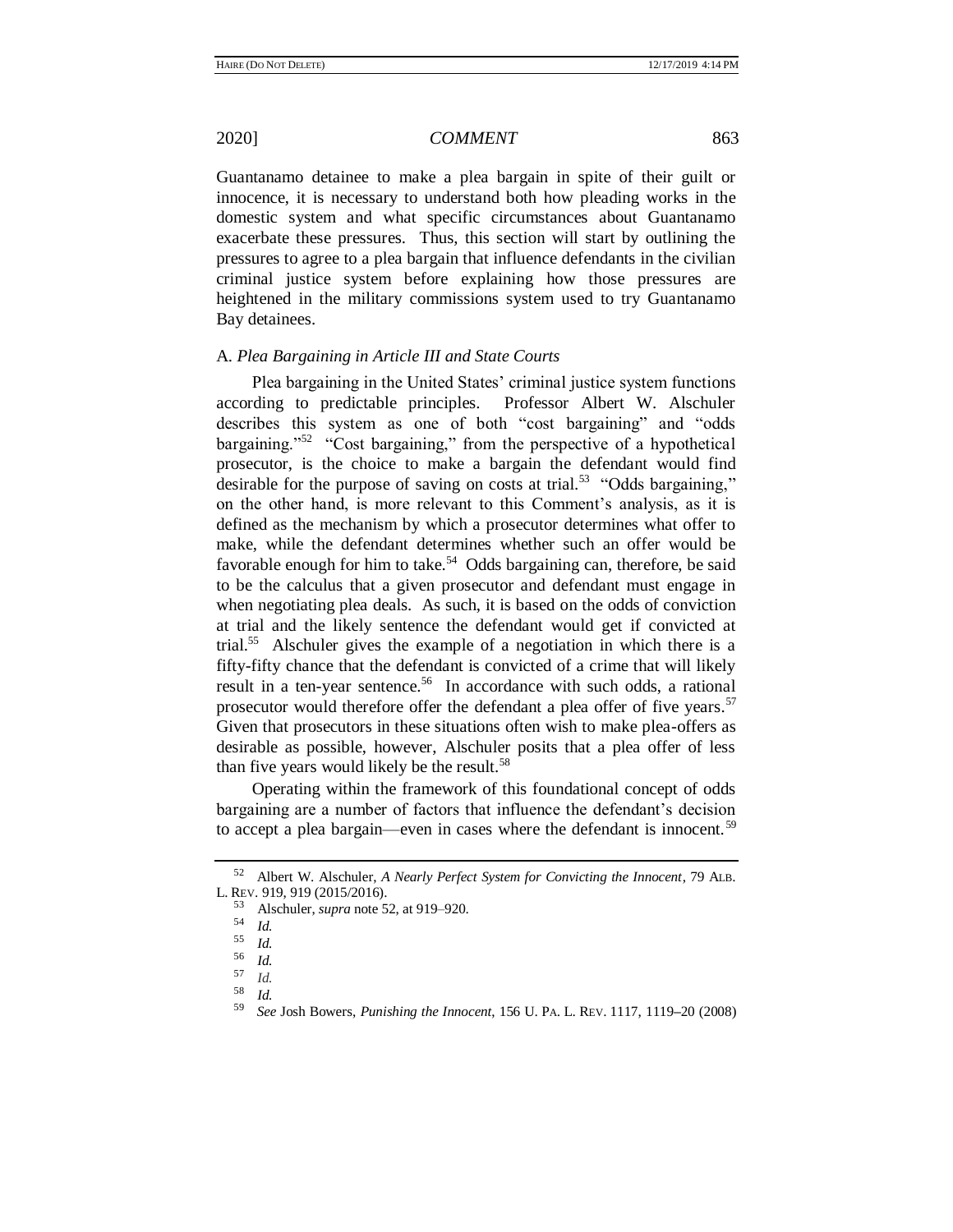Guantanamo detainee to make a plea bargain in spite of their guilt or innocence, it is necessary to understand both how pleading works in the domestic system and what specific circumstances about Guantanamo exacerbate these pressures. Thus, this section will start by outlining the pressures to agree to a plea bargain that influence defendants in the civilian criminal justice system before explaining how those pressures are heightened in the military commissions system used to try Guantanamo Bay detainees.

### A. *Plea Bargaining in Article III and State Courts*

Plea bargaining in the United States' criminal justice system functions according to predictable principles. Professor Albert W. Alschuler describes this system as one of both "cost bargaining" and "odds bargaining."[52] "Cost bargaining," from the perspective of a hypothetical prosecutor, is the choice to make a bargain the defendant would find desirable for the purpose of saving on costs at trial.[53] "Odds bargaining," on the other hand, is more relevant to this Comment's analysis, as it is defined as the mechanism by which a prosecutor determines what offer to make, while the defendant determines whether such an offer would be favorable enough for him to take.[54] Odds bargaining can, therefore, be said to be the calculus that a given prosecutor and defendant must engage in when negotiating plea deals. As such, it is based on the odds of conviction at trial and the likely sentence the defendant would get if convicted at trial.[55] Alschuler gives the example of a negotiation in which there is a fifty-fifty chance that the defendant is convicted of a crime that will likely result in a ten-year sentence.[56] In accordance with such odds, a rational prosecutor would therefore offer the defendant a plea offer of five years.[57] Given that prosecutors in these situations often wish to make plea-offers as desirable as possible, however, Alschuler posits that a plea offer of less than five years would likely be the result.[58]

Operating within the framework of this foundational concept of odds bargaining are a number of factors that influence the defendant's decision to accept a plea bargain—even in cases where the defendant is innocent.[59]

---

[52] Albert W. Alschuler, *A Nearly Perfect System for Convicting the Innocent*, 79 ALB. L. REV. 919, 919 (2015/2016).

[53] Alschuler, *supra* note 52, at 919–920.

[54] *Id.*

[55] *Id.*

[56] *Id.*

[57] *Id.*

[58] *Id.*

[59] *See* Josh Bowers, *Punishing the Innocent*, 156 U. PA. L. REV. 1117, 1119–20 (2008)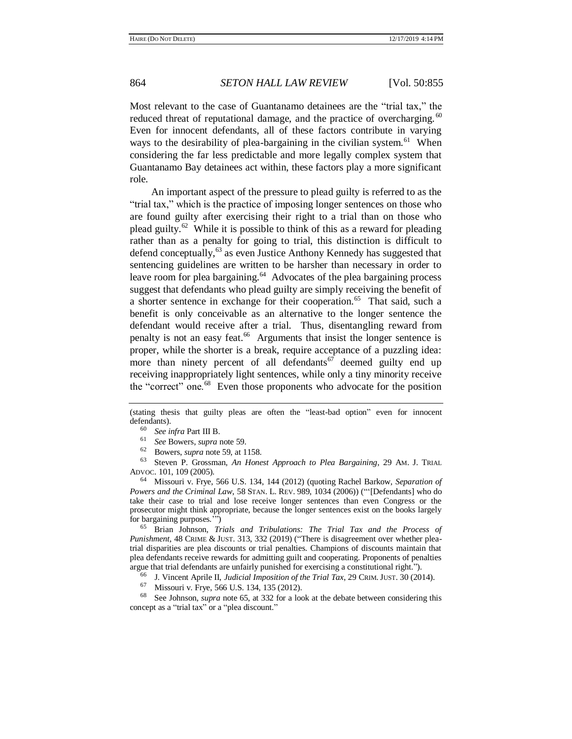Most relevant to the case of Guantanamo detainees are the "trial tax," the reduced threat of reputational damage, and the practice of overcharging.[60] Even for innocent defendants, all of these factors contribute in varying ways to the desirability of plea-bargaining in the civilian system.[61] When considering the far less predictable and more legally complex system that Guantanamo Bay detainees act within, these factors play a more significant role.

An important aspect of the pressure to plead guilty is referred to as the "trial tax," which is the practice of imposing longer sentences on those who are found guilty after exercising their right to a trial than on those who plead guilty.[62] While it is possible to think of this as a reward for pleading rather than as a penalty for going to trial, this distinction is difficult to defend conceptually,[63] as even Justice Anthony Kennedy has suggested that sentencing guidelines are written to be harsher than necessary in order to leave room for plea bargaining.[64] Advocates of the plea bargaining process suggest that defendants who plead guilty are simply receiving the benefit of a shorter sentence in exchange for their cooperation.[65] That said, such a benefit is only conceivable as an alternative to the longer sentence the defendant would receive after a trial. Thus, disentangling reward from penalty is not an easy feat.[66] Arguments that insist the longer sentence is proper, while the shorter is a break, require acceptance of a puzzling idea: more than ninety percent of all defendants[67] deemed guilty end up receiving inappropriately light sentences, while only a tiny minority receive the "correct" one.[68] Even those proponents who advocate for the position

(stating thesis that guilty pleas are often the "least-bad option" even for innocent defendants).

[60] *See infra* Part III B.

[61] *See* Bowers, *supra* note 59.

[62] Bowers, *supra* note 59, at 1158.

[63] Steven P. Grossman, *An Honest Approach to Plea Bargaining*, 29 AM. J. TRIAL ADVOC. 101, 109 (2005).

[64] Missouri v. Frye, 566 U.S. 134, 144 (2012) (quoting Rachel Barkow, *Separation of Powers and the Criminal Law*, 58 STAN. L. REV. 989, 1034 (2006)) ("'[Defendants] who do take their case to trial and lose receive longer sentences than even Congress or the prosecutor might think appropriate, because the longer sentences exist on the books largely for bargaining purposes.'")

[65] Brian Johnson, *Trials and Tribulations: The Trial Tax and the Process of Punishment*, 48 CRIME & JUST. 313, 332 (2019) ("There is disagreement over whether plea-trial disparities are plea discounts or trial penalties. Champions of discounts maintain that plea defendants receive rewards for admitting guilt and cooperating. Proponents of penalties argue that trial defendants are unfairly punished for exercising a constitutional right.").

[66] J. Vincent Aprile II, *Judicial Imposition of the Trial Tax*, 29 CRIM. JUST. 30 (2014).

[67] Missouri v. Frye, 566 U.S. 134, 135 (2012).

[68] See Johnson, *supra* note 65, at 332 for a look at the debate between considering this concept as a "trial tax" or a "plea discount."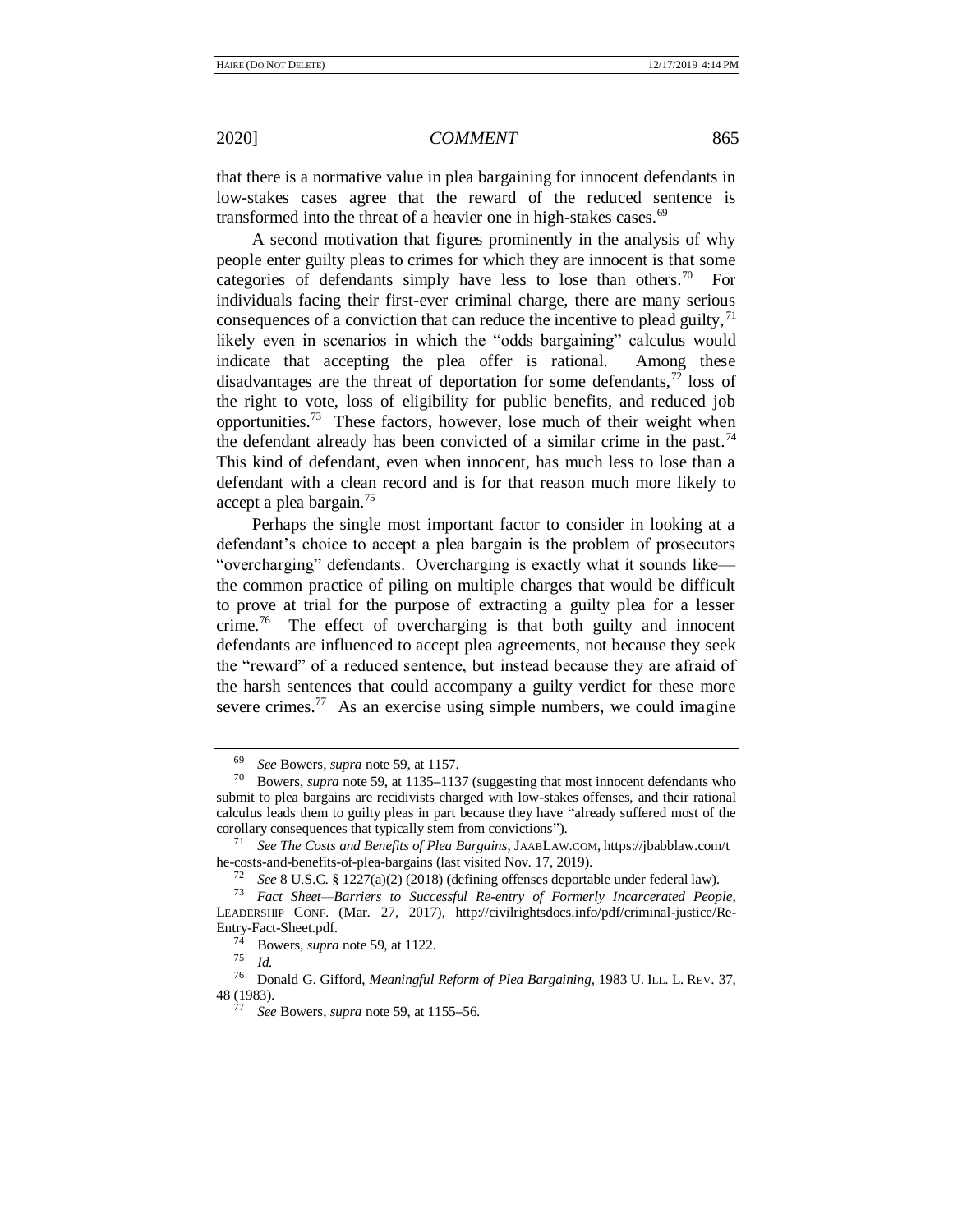that there is a normative value in plea bargaining for innocent defendants in low-stakes cases agree that the reward of the reduced sentence is transformed into the threat of a heavier one in high-stakes cases.[69]

A second motivation that figures prominently in the analysis of why people enter guilty pleas to crimes for which they are innocent is that some categories of defendants simply have less to lose than others.[70] For individuals facing their first-ever criminal charge, there are many serious consequences of a conviction that can reduce the incentive to plead guilty,[71] likely even in scenarios in which the "odds bargaining" calculus would indicate that accepting the plea offer is rational. Among these disadvantages are the threat of deportation for some defendants,[72] loss of the right to vote, loss of eligibility for public benefits, and reduced job opportunities.[73] These factors, however, lose much of their weight when the defendant already has been convicted of a similar crime in the past.[74] This kind of defendant, even when innocent, has much less to lose than a defendant with a clean record and is for that reason much more likely to accept a plea bargain.[75]

Perhaps the single most important factor to consider in looking at a defendant's choice to accept a plea bargain is the problem of prosecutors "overcharging" defendants. Overcharging is exactly what it sounds like—the common practice of piling on multiple charges that would be difficult to prove at trial for the purpose of extracting a guilty plea for a lesser crime.[76] The effect of overcharging is that both guilty and innocent defendants are influenced to accept plea agreements, not because they seek the "reward" of a reduced sentence, but instead because they are afraid of the harsh sentences that could accompany a guilty verdict for these more severe crimes.[77] As an exercise using simple numbers, we could imagine

---

[69] *See* Bowers, *supra* note 59, at 1157.

[70] Bowers, *supra* note 59, at 1135–1137 (suggesting that most innocent defendants who submit to plea bargains are recidivists charged with low-stakes offenses, and their rational calculus leads them to guilty pleas in part because they have "already suffered most of the corollary consequences that typically stem from convictions").

[71] *See The Costs and Benefits of Plea Bargains*, JAABLAW.COM, https://jbabblaw.com/the-costs-and-benefits-of-plea-bargains (last visited Nov. 17, 2019).

[72] *See* 8 U.S.C. § 1227(a)(2) (2018) (defining offenses deportable under federal law).

[73] *Fact Sheet—Barriers to Successful Re-entry of Formerly Incarcerated People*, LEADERSHIP CONF. (Mar. 27, 2017), http://civilrightsdocs.info/pdf/criminal-justice/Re-Entry-Fact-Sheet.pdf.

[74] Bowers, *supra* note 59, at 1122.

[75] *Id.*

[76] Donald G. Gifford, *Meaningful Reform of Plea Bargaining*, 1983 U. ILL. L. REV. 37, 48 (1983).

[77] *See* Bowers, *supra* note 59, at 1155–56.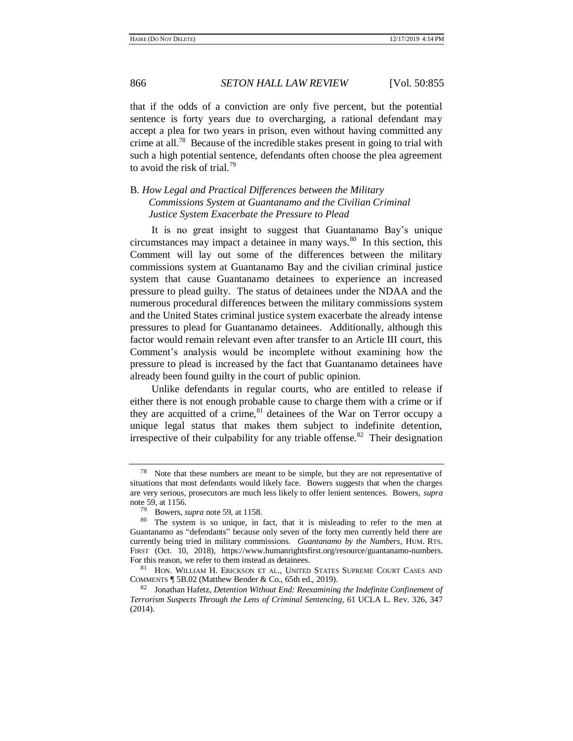that if the odds of a conviction are only five percent, but the potential sentence is forty years due to overcharging, a rational defendant may accept a plea for two years in prison, even without having committed any crime at all.[78] Because of the incredible stakes present in going to trial with such a high potential sentence, defendants often choose the plea agreement to avoid the risk of trial.[79]

### B. *How Legal and Practical Differences between the Military Commissions System at Guantanamo and the Civilian Criminal Justice System Exacerbate the Pressure to Plead*

It is no great insight to suggest that Guantanamo Bay's unique circumstances may impact a detainee in many ways.[80] In this section, this Comment will lay out some of the differences between the military commissions system at Guantanamo Bay and the civilian criminal justice system that cause Guantanamo detainees to experience an increased pressure to plead guilty. The status of detainees under the NDAA and the numerous procedural differences between the military commissions system and the United States criminal justice system exacerbate the already intense pressures to plead for Guantanamo detainees. Additionally, although this factor would remain relevant even after transfer to an Article III court, this Comment's analysis would be incomplete without examining how the pressure to plead is increased by the fact that Guantanamo detainees have already been found guilty in the court of public opinion.

Unlike defendants in regular courts, who are entitled to release if either there is not enough probable cause to charge them with a crime or if they are acquitted of a crime,[81] detainees of the War on Terror occupy a unique legal status that makes them subject to indefinite detention, irrespective of their culpability for any triable offense.[82] Their designation

---

[78] Note that these numbers are meant to be simple, but they are not representative of situations that most defendants would likely face. Bowers suggests that when the charges are very serious, prosecutors are much less likely to offer lenient sentences. Bowers, *supra* note 59, at 1156.

[79] Bowers, *supra* note 59, at 1158.

[80] The system is so unique, in fact, that it is misleading to refer to the men at Guantanamo as "defendants" because only seven of the forty men currently held there are currently being tried in military commissions. *Guantanamo by the Numbers*, HUM. RTS. FIRST (Oct. 10, 2018), https://www.humanrightsfirst.org/resource/guantanamo-numbers. For this reason, we refer to them instead as detainees.

[81] HON. WILLIAM H. ERICKSON ET AL., UNITED STATES SUPREME COURT CASES AND COMMENTS ¶ 5B.02 (Matthew Bender & Co., 65th ed., 2019).

[82] Jonathan Hafetz, *Detention Without End: Reexamining the Indefinite Confinement of Terrorism Suspects Through the Lens of Criminal Sentencing*, 61 UCLA L. Rev. 326, 347 (2014).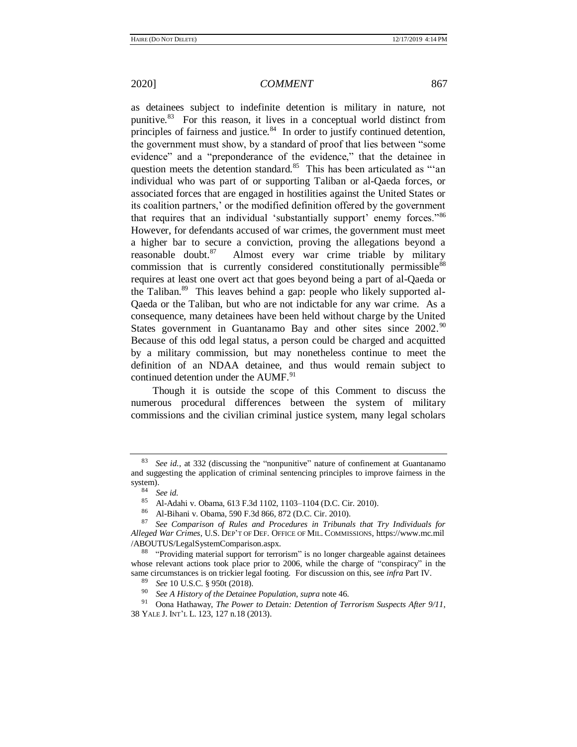as detainees subject to indefinite detention is military in nature, not punitive.[83] For this reason, it lives in a conceptual world distinct from principles of fairness and justice.[84] In order to justify continued detention, the government must show, by a standard of proof that lies between "some evidence" and a "preponderance of the evidence," that the detainee in question meets the detention standard.[85] This has been articulated as "'an individual who was part of or supporting Taliban or al-Qaeda forces, or associated forces that are engaged in hostilities against the United States or its coalition partners,' or the modified definition offered by the government that requires that an individual 'substantially support' enemy forces."[86] However, for defendants accused of war crimes, the government must meet a higher bar to secure a conviction, proving the allegations beyond a reasonable doubt.[87] Almost every war crime triable by military commission that is currently considered constitutionally permissible[88] requires at least one overt act that goes beyond being a part of al-Qaeda or the Taliban.[89] This leaves behind a gap: people who likely supported al-Qaeda or the Taliban, but who are not indictable for any war crime. As a consequence, many detainees have been held without charge by the United States government in Guantanamo Bay and other sites since 2002.[90] Because of this odd legal status, a person could be charged and acquitted by a military commission, but may nonetheless continue to meet the definition of an NDAA detainee, and thus would remain subject to continued detention under the AUMF.[91]

Though it is outside the scope of this Comment to discuss the numerous procedural differences between the system of military commissions and the civilian criminal justice system, many legal scholars

---

[83] *See id.*, at 332 (discussing the "nonpunitive" nature of confinement at Guantanamo and suggesting the application of criminal sentencing principles to improve fairness in the system).

[84] *See id.*

[85] Al-Adahi v. Obama, 613 F.3d 1102, 1103–1104 (D.C. Cir. 2010).

[86] Al-Bihani v. Obama, 590 F.3d 866, 872 (D.C. Cir. 2010).

[87] *See Comparison of Rules and Procedures in Tribunals that Try Individuals for Alleged War Crimes*, U.S. DEP'T OF DEF. OFFICE OF MIL. COMMISSIONS, https://www.mc.mil/ABOUTUS/LegalSystemComparison.aspx.

[88] "Providing material support for terrorism" is no longer chargeable against detainees whose relevant actions took place prior to 2006, while the charge of "conspiracy" in the same circumstances is on trickier legal footing. For discussion on this, see *infra* Part IV.

[89] *See* 10 U.S.C. § 950t (2018).

[90] *See A History of the Detainee Population*, *supra* note 46.

[91] Oona Hathaway, *The Power to Detain: Detention of Terrorism Suspects After 9/11*, 38 YALE J. INT'L L. 123, 127 n.18 (2013).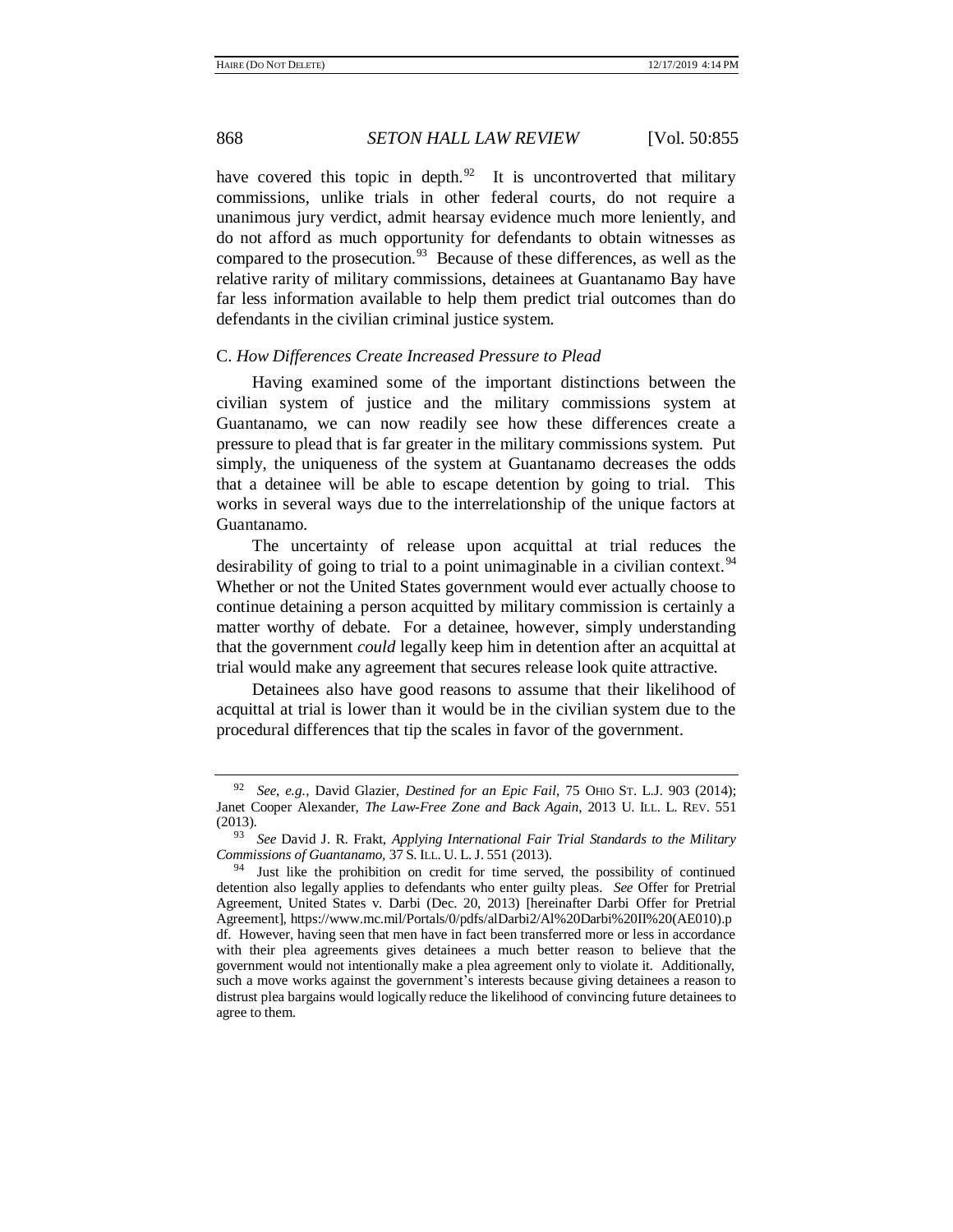have covered this topic in depth.[92] It is uncontroverted that military commissions, unlike trials in other federal courts, do not require a unanimous jury verdict, admit hearsay evidence much more leniently, and do not afford as much opportunity for defendants to obtain witnesses as compared to the prosecution.[93] Because of these differences, as well as the relative rarity of military commissions, detainees at Guantanamo Bay have far less information available to help them predict trial outcomes than do defendants in the civilian criminal justice system.

### C. *How Differences Create Increased Pressure to Plead*

Having examined some of the important distinctions between the civilian system of justice and the military commissions system at Guantanamo, we can now readily see how these differences create a pressure to plead that is far greater in the military commissions system. Put simply, the uniqueness of the system at Guantanamo decreases the odds that a detainee will be able to escape detention by going to trial. This works in several ways due to the interrelationship of the unique factors at Guantanamo.

The uncertainty of release upon acquittal at trial reduces the desirability of going to trial to a point unimaginable in a civilian context.[94] Whether or not the United States government would ever actually choose to continue detaining a person acquitted by military commission is certainly a matter worthy of debate. For a detainee, however, simply understanding that the government *could* legally keep him in detention after an acquittal at trial would make any agreement that secures release look quite attractive.

Detainees also have good reasons to assume that their likelihood of acquittal at trial is lower than it would be in the civilian system due to the procedural differences that tip the scales in favor of the government.

---

[92] *See, e.g.*, David Glazier, *Destined for an Epic Fail*, 75 OHIO ST. L.J. 903 (2014); Janet Cooper Alexander, *The Law-Free Zone and Back Again*, 2013 U. ILL. L. REV. 551 (2013).

[93] *See* David J. R. Frakt, *Applying International Fair Trial Standards to the Military Commissions of Guantanamo*, 37 S. ILL. U. L. J. 551 (2013).

[94] Just like the prohibition on credit for time served, the possibility of continued detention also legally applies to defendants who enter guilty pleas. *See* Offer for Pretrial Agreement, United States v. Darbi (Dec. 20, 2013) [hereinafter Darbi Offer for Pretrial Agreement], https://www.mc.mil/Portals/0/pdfs/alDarbi2/Al%20Darbi%20II%20(AE010).pdf. However, having seen that men have in fact been transferred more or less in accordance with their plea agreements gives detainees a much better reason to believe that the government would not intentionally make a plea agreement only to violate it. Additionally, such a move works against the government's interests because giving detainees a reason to distrust plea bargains would logically reduce the likelihood of convincing future detainees to agree to them.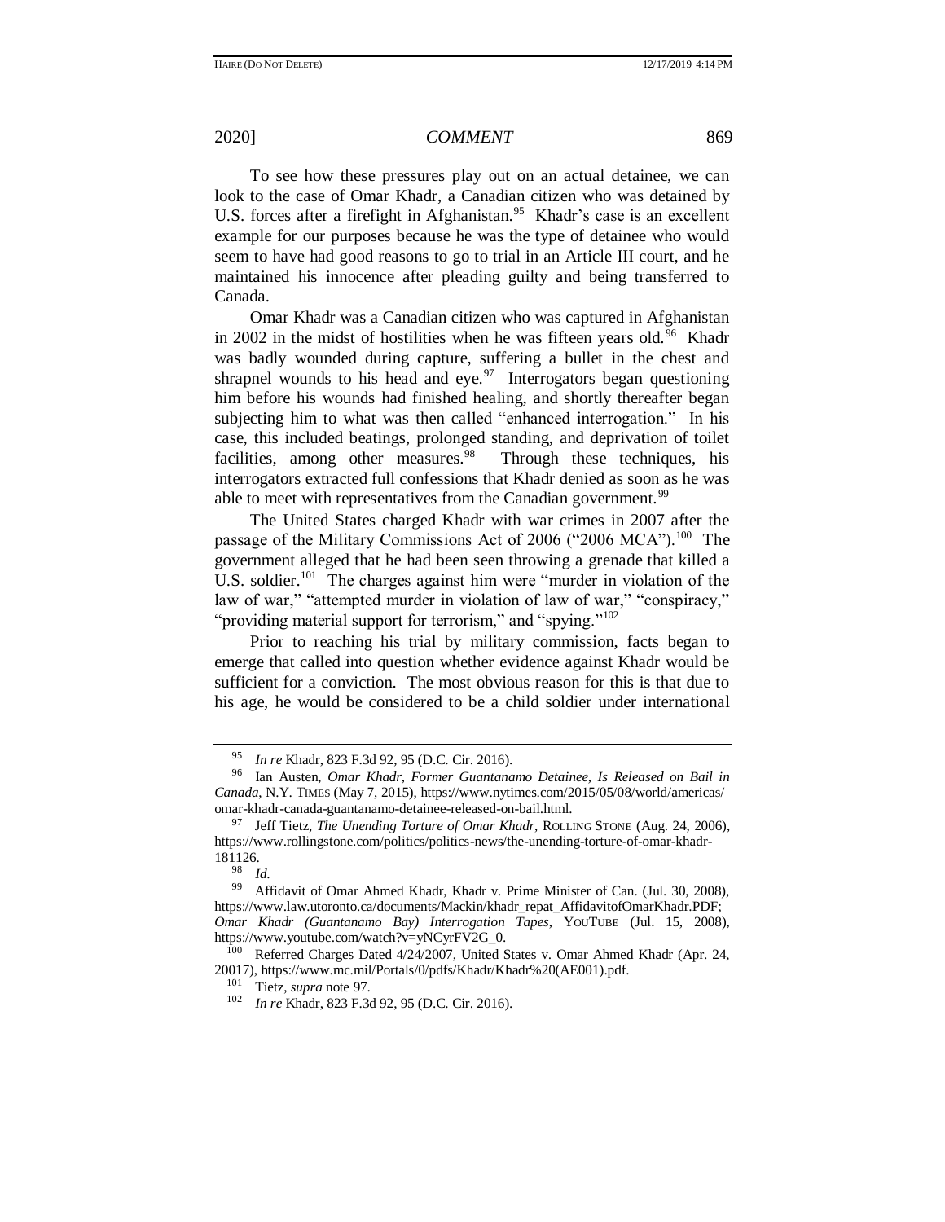To see how these pressures play out on an actual detainee, we can look to the case of Omar Khadr, a Canadian citizen who was detained by U.S. forces after a firefight in Afghanistan.[95] Khadr's case is an excellent example for our purposes because he was the type of detainee who would seem to have had good reasons to go to trial in an Article III court, and he maintained his innocence after pleading guilty and being transferred to Canada.

Omar Khadr was a Canadian citizen who was captured in Afghanistan in 2002 in the midst of hostilities when he was fifteen years old.[96] Khadr was badly wounded during capture, suffering a bullet in the chest and shrapnel wounds to his head and eye.[97] Interrogators began questioning him before his wounds had finished healing, and shortly thereafter began subjecting him to what was then called "enhanced interrogation." In his case, this included beatings, prolonged standing, and deprivation of toilet facilities, among other measures.[98] Through these techniques, his interrogators extracted full confessions that Khadr denied as soon as he was able to meet with representatives from the Canadian government.[99]

The United States charged Khadr with war crimes in 2007 after the passage of the Military Commissions Act of 2006 ("2006 MCA").[100] The government alleged that he had been seen throwing a grenade that killed a U.S. soldier.[101] The charges against him were "murder in violation of the law of war," "attempted murder in violation of law of war," "conspiracy," "providing material support for terrorism," and "spying."[102]

Prior to reaching his trial by military commission, facts began to emerge that called into question whether evidence against Khadr would be sufficient for a conviction. The most obvious reason for this is that due to his age, he would be considered to be a child soldier under international

---

[95] *In re* Khadr, 823 F.3d 92, 95 (D.C. Cir. 2016).

[96] Ian Austen, *Omar Khadr, Former Guantanamo Detainee, Is Released on Bail in Canada*, N.Y. TIMES (May 7, 2015), https://www.nytimes.com/2015/05/08/world/americas/omar-khadr-canada-guantanamo-detainee-released-on-bail.html.

[97] Jeff Tietz, *The Unending Torture of Omar Khadr*, ROLLING STONE (Aug. 24, 2006), https://www.rollingstone.com/politics/politics-news/the-unending-torture-of-omar-khadr-181126.

[98] *Id.*

[99] Affidavit of Omar Ahmed Khadr, Khadr v. Prime Minister of Can. (Jul. 30, 2008), https://www.law.utoronto.ca/documents/Mackin/khadr_repat_AffidavitofOmarKhadr.PDF; *Omar Khadr (Guantanamo Bay) Interrogation Tapes*, YOUTUBE (Jul. 15, 2008), https://www.youtube.com/watch?v=yNCyrFV2G_0.

[100] Referred Charges Dated 4/24/2007, United States v. Omar Ahmed Khadr (Apr. 24, 20017), https://www.mc.mil/Portals/0/pdfs/Khadr/Khadr%20(AE001).pdf.

[101] Tietz, *supra* note 97.

[102] *In re* Khadr, 823 F.3d 92, 95 (D.C. Cir. 2016).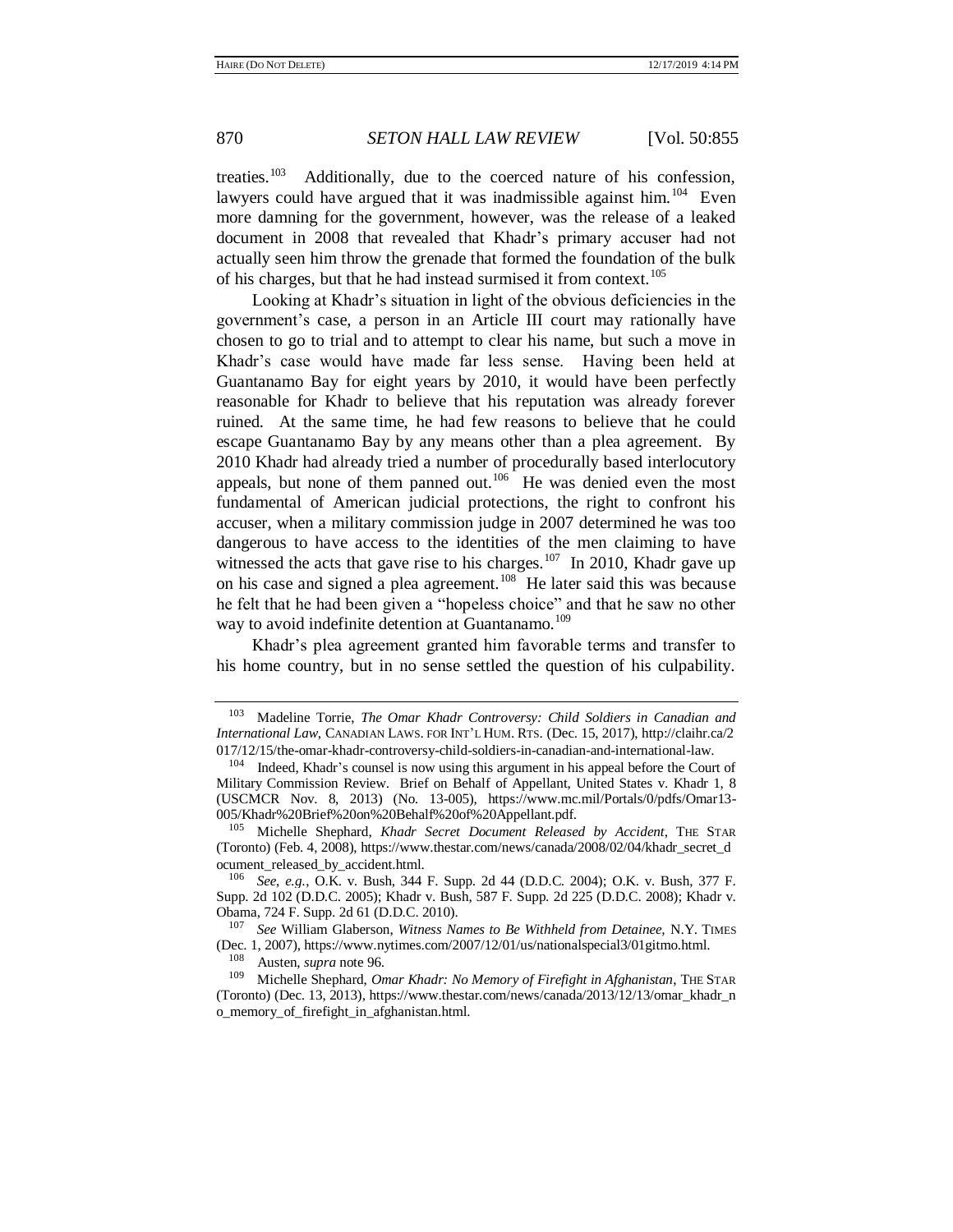treaties.[103] Additionally, due to the coerced nature of his confession, lawyers could have argued that it was inadmissible against him.[104] Even more damning for the government, however, was the release of a leaked document in 2008 that revealed that Khadr's primary accuser had not actually seen him throw the grenade that formed the foundation of the bulk of his charges, but that he had instead surmised it from context.[105]

Looking at Khadr's situation in light of the obvious deficiencies in the government's case, a person in an Article III court may rationally have chosen to go to trial and to attempt to clear his name, but such a move in Khadr's case would have made far less sense. Having been held at Guantanamo Bay for eight years by 2010, it would have been perfectly reasonable for Khadr to believe that his reputation was already forever ruined. At the same time, he had few reasons to believe that he could escape Guantanamo Bay by any means other than a plea agreement. By 2010 Khadr had already tried a number of procedurally based interlocutory appeals, but none of them panned out.[106] He was denied even the most fundamental of American judicial protections, the right to confront his accuser, when a military commission judge in 2007 determined he was too dangerous to have access to the identities of the men claiming to have witnessed the acts that gave rise to his charges.[107] In 2010, Khadr gave up on his case and signed a plea agreement.[108] He later said this was because he felt that he had been given a "hopeless choice" and that he saw no other way to avoid indefinite detention at Guantanamo.[109]

Khadr's plea agreement granted him favorable terms and transfer to his home country, but in no sense settled the question of his culpability.

---

[103] Madeline Torrie, *The Omar Khadr Controversy: Child Soldiers in Canadian and International Law*, CANADIAN LAWS. FOR INT'L HUM. RTS. (Dec. 15, 2017), http://claihr.ca/2017/12/15/the-omar-khadr-controversy-child-soldiers-in-canadian-and-international-law.

[104] Indeed, Khadr's counsel is now using this argument in his appeal before the Court of Military Commission Review. Brief on Behalf of Appellant, United States v. Khadr 1, 8 (USCMCR Nov. 8, 2013) (No. 13-005), https://www.mc.mil/Portals/0/pdfs/Omar13-005/Khadr%20Brief%20on%20Behalf%20of%20Appellant.pdf.

[105] Michelle Shephard, *Khadr Secret Document Released by Accident*, THE STAR (Toronto) (Feb. 4, 2008), https://www.thestar.com/news/canada/2008/02/04/khadr_secret_document_released_by_accident.html.

[106] *See, e.g.*, O.K. v. Bush, 344 F. Supp. 2d 44 (D.D.C. 2004); O.K. v. Bush, 377 F. Supp. 2d 102 (D.D.C. 2005); Khadr v. Bush, 587 F. Supp. 2d 225 (D.D.C. 2008); Khadr v. Obama, 724 F. Supp. 2d 61 (D.D.C. 2010).

[107] *See* William Glaberson, *Witness Names to Be Withheld from Detainee*, N.Y. TIMES (Dec. 1, 2007), https://www.nytimes.com/2007/12/01/us/nationalspecial3/01gitmo.html.

[108] Austen, *supra* note 96.

[109] Michelle Shephard, *Omar Khadr: No Memory of Firefight in Afghanistan*, THE STAR (Toronto) (Dec. 13, 2013), https://www.thestar.com/news/canada/2013/12/13/omar_khadr_no_memory_of_firefight_in_afghanistan.html.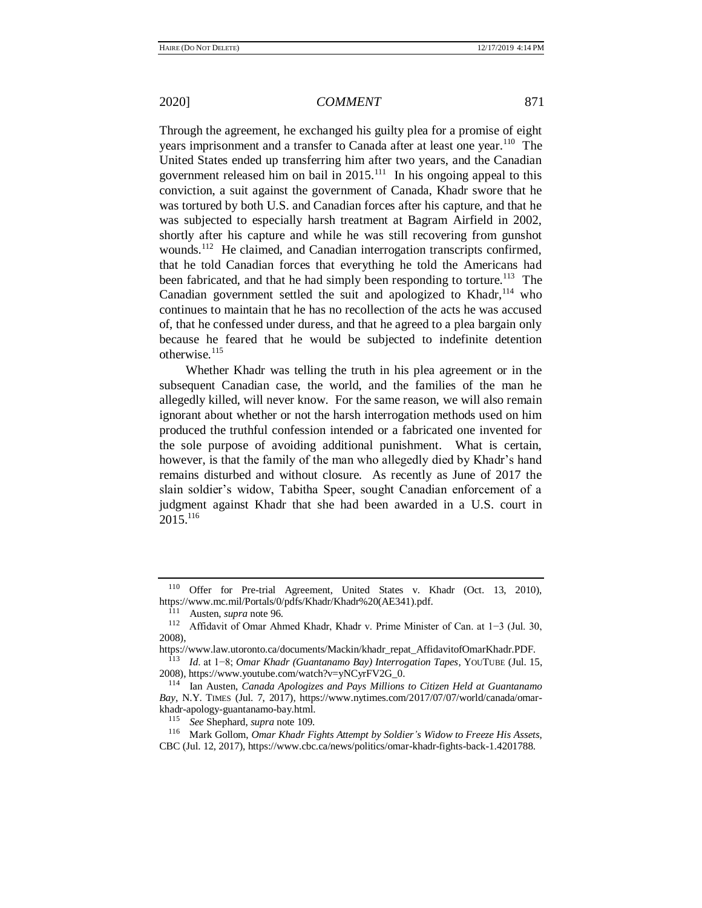Through the agreement, he exchanged his guilty plea for a promise of eight years imprisonment and a transfer to Canada after at least one year.[110] The United States ended up transferring him after two years, and the Canadian government released him on bail in 2015.[111] In his ongoing appeal to this conviction, a suit against the government of Canada, Khadr swore that he was tortured by both U.S. and Canadian forces after his capture, and that he was subjected to especially harsh treatment at Bagram Airfield in 2002, shortly after his capture and while he was still recovering from gunshot wounds.[112] He claimed, and Canadian interrogation transcripts confirmed, that he told Canadian forces that everything he told the Americans had been fabricated, and that he had simply been responding to torture.[113] The Canadian government settled the suit and apologized to Khadr,[114] who continues to maintain that he has no recollection of the acts he was accused of, that he confessed under duress, and that he agreed to a plea bargain only because he feared that he would be subjected to indefinite detention otherwise.[115]

Whether Khadr was telling the truth in his plea agreement or in the subsequent Canadian case, the world, and the families of the man he allegedly killed, will never know. For the same reason, we will also remain ignorant about whether or not the harsh interrogation methods used on him produced the truthful confession intended or a fabricated one invented for the sole purpose of avoiding additional punishment. What is certain, however, is that the family of the man who allegedly died by Khadr's hand remains disturbed and without closure. As recently as June of 2017 the slain soldier's widow, Tabitha Speer, sought Canadian enforcement of a judgment against Khadr that she had been awarded in a U.S. court in 2015.[116]

---

[110] Offer for Pre-trial Agreement, United States v. Khadr (Oct. 13, 2010), https://www.mc.mil/Portals/0/pdfs/Khadr/Khadr%20(AE341).pdf.

[111] Austen, *supra* note 96.

[112] Affidavit of Omar Ahmed Khadr, Khadr v. Prime Minister of Can. at 1−3 (Jul. 30, 2008), https://www.law.utoronto.ca/documents/Mackin/khadr_repat_AffidavitofOmarKhadr.PDF.

[113] *Id*. at 1−8; *Omar Khadr (Guantanamo Bay) Interrogation Tapes*, YOUTUBE (Jul. 15, 2008), https://www.youtube.com/watch?v=yNCyrFV2G_0.

[114] Ian Austen, *Canada Apologizes and Pays Millions to Citizen Held at Guantanamo Bay*, N.Y. TIMES (Jul. 7, 2017), https://www.nytimes.com/2017/07/07/world/canada/omar-khadr-apology-guantanamo-bay.html.

[115] *See* Shephard, *supra* note 109.

[116] Mark Gollom, *Omar Khadr Fights Attempt by Soldier's Widow to Freeze His Assets*, CBC (Jul. 12, 2017), https://www.cbc.ca/news/politics/omar-khadr-fights-back-1.4201788.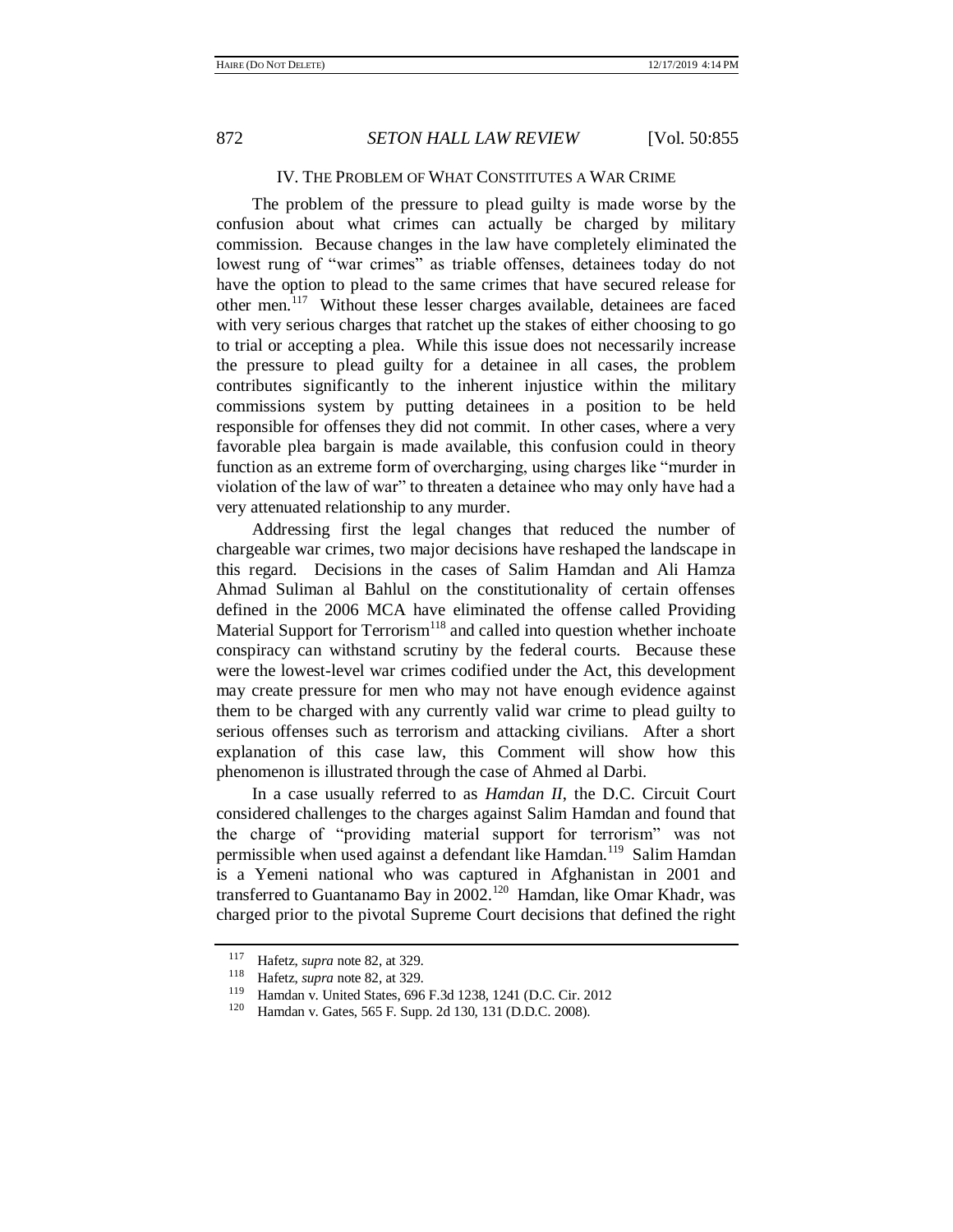## IV. The Problem of What Constitutes a War Crime

The problem of the pressure to plead guilty is made worse by the confusion about what crimes can actually be charged by military commission. Because changes in the law have completely eliminated the lowest rung of "war crimes" as triable offenses, detainees today do not have the option to plead to the same crimes that have secured release for other men.[117] Without these lesser charges available, detainees are faced with very serious charges that ratchet up the stakes of either choosing to go to trial or accepting a plea. While this issue does not necessarily increase the pressure to plead guilty for a detainee in all cases, the problem contributes significantly to the inherent injustice within the military commissions system by putting detainees in a position to be held responsible for offenses they did not commit. In other cases, where a very favorable plea bargain is made available, this confusion could in theory function as an extreme form of overcharging, using charges like "murder in violation of the law of war" to threaten a detainee who may only have had a very attenuated relationship to any murder.

Addressing first the legal changes that reduced the number of chargeable war crimes, two major decisions have reshaped the landscape in this regard. Decisions in the cases of Salim Hamdan and Ali Hamza Ahmad Suliman al Bahlul on the constitutionality of certain offenses defined in the 2006 MCA have eliminated the offense called Providing Material Support for Terrorism[118] and called into question whether inchoate conspiracy can withstand scrutiny by the federal courts. Because these were the lowest-level war crimes codified under the Act, this development may create pressure for men who may not have enough evidence against them to be charged with any currently valid war crime to plead guilty to serious offenses such as terrorism and attacking civilians. After a short explanation of this case law, this Comment will show how this phenomenon is illustrated through the case of Ahmed al Darbi.

In a case usually referred to as *Hamdan II*, the D.C. Circuit Court considered challenges to the charges against Salim Hamdan and found that the charge of "providing material support for terrorism" was not permissible when used against a defendant like Hamdan.[119] Salim Hamdan is a Yemeni national who was captured in Afghanistan in 2001 and transferred to Guantanamo Bay in 2002.[120] Hamdan, like Omar Khadr, was charged prior to the pivotal Supreme Court decisions that defined the right

---

[117] Hafetz, *supra* note 82, at 329.

[118] Hafetz, *supra* note 82, at 329.

[119] Hamdan v. United States, 696 F.3d 1238, 1241 (D.C. Cir. 2012

[120] Hamdan v. Gates, 565 F. Supp. 2d 130, 131 (D.D.C. 2008).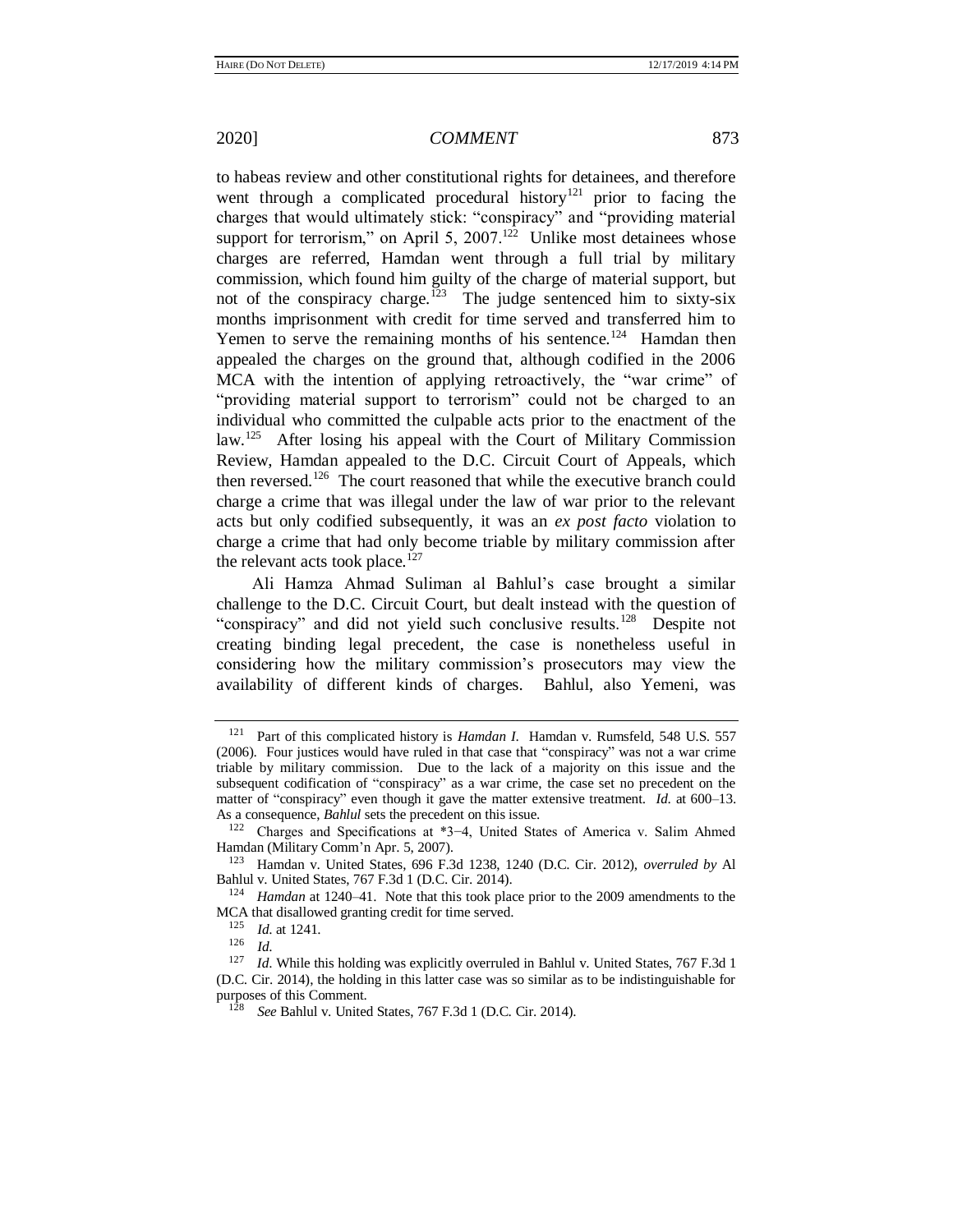to habeas review and other constitutional rights for detainees, and therefore went through a complicated procedural history[121] prior to facing the charges that would ultimately stick: "conspiracy" and "providing material support for terrorism," on April 5, 2007.[122] Unlike most detainees whose charges are referred, Hamdan went through a full trial by military commission, which found him guilty of the charge of material support, but not of the conspiracy charge.[123] The judge sentenced him to sixty-six months imprisonment with credit for time served and transferred him to Yemen to serve the remaining months of his sentence.[124] Hamdan then appealed the charges on the ground that, although codified in the 2006 MCA with the intention of applying retroactively, the "war crime" of "providing material support to terrorism" could not be charged to an individual who committed the culpable acts prior to the enactment of the law.[125] After losing his appeal with the Court of Military Commission Review, Hamdan appealed to the D.C. Circuit Court of Appeals, which then reversed.[126] The court reasoned that while the executive branch could charge a crime that was illegal under the law of war prior to the relevant acts but only codified subsequently, it was an *ex post facto* violation to charge a crime that had only become triable by military commission after the relevant acts took place.[127]

Ali Hamza Ahmad Suliman al Bahlul's case brought a similar challenge to the D.C. Circuit Court, but dealt instead with the question of "conspiracy" and did not yield such conclusive results.[128] Despite not creating binding legal precedent, the case is nonetheless useful in considering how the military commission's prosecutors may view the availability of different kinds of charges. Bahlul, also Yemeni, was

---

[121] Part of this complicated history is *Hamdan I*. Hamdan v. Rumsfeld, 548 U.S. 557 (2006). Four justices would have ruled in that case that "conspiracy" was not a war crime triable by military commission. Due to the lack of a majority on this issue and the subsequent codification of "conspiracy" as a war crime, the case set no precedent on the matter of "conspiracy" even though it gave the matter extensive treatment. *Id.* at 600–13. As a consequence, *Bahlul* sets the precedent on this issue.

[122] Charges and Specifications at *3−4, United States of America v. Salim Ahmed Hamdan (Military Comm'n Apr. 5, 2007).

[123] Hamdan v. United States, 696 F.3d 1238, 1240 (D.C. Cir. 2012), *overruled by* Al Bahlul v. United States, 767 F.3d 1 (D.C. Cir. 2014).

[124] *Hamdan* at 1240–41. Note that this took place prior to the 2009 amendments to the MCA that disallowed granting credit for time served.

[125] *Id.* at 1241.

[126] *Id.*

[127] *Id*. While this holding was explicitly overruled in Bahlul v. United States, 767 F.3d 1 (D.C. Cir. 2014), the holding in this latter case was so similar as to be indistinguishable for purposes of this Comment.

[128] *See* Bahlul v. United States, 767 F.3d 1 (D.C. Cir. 2014).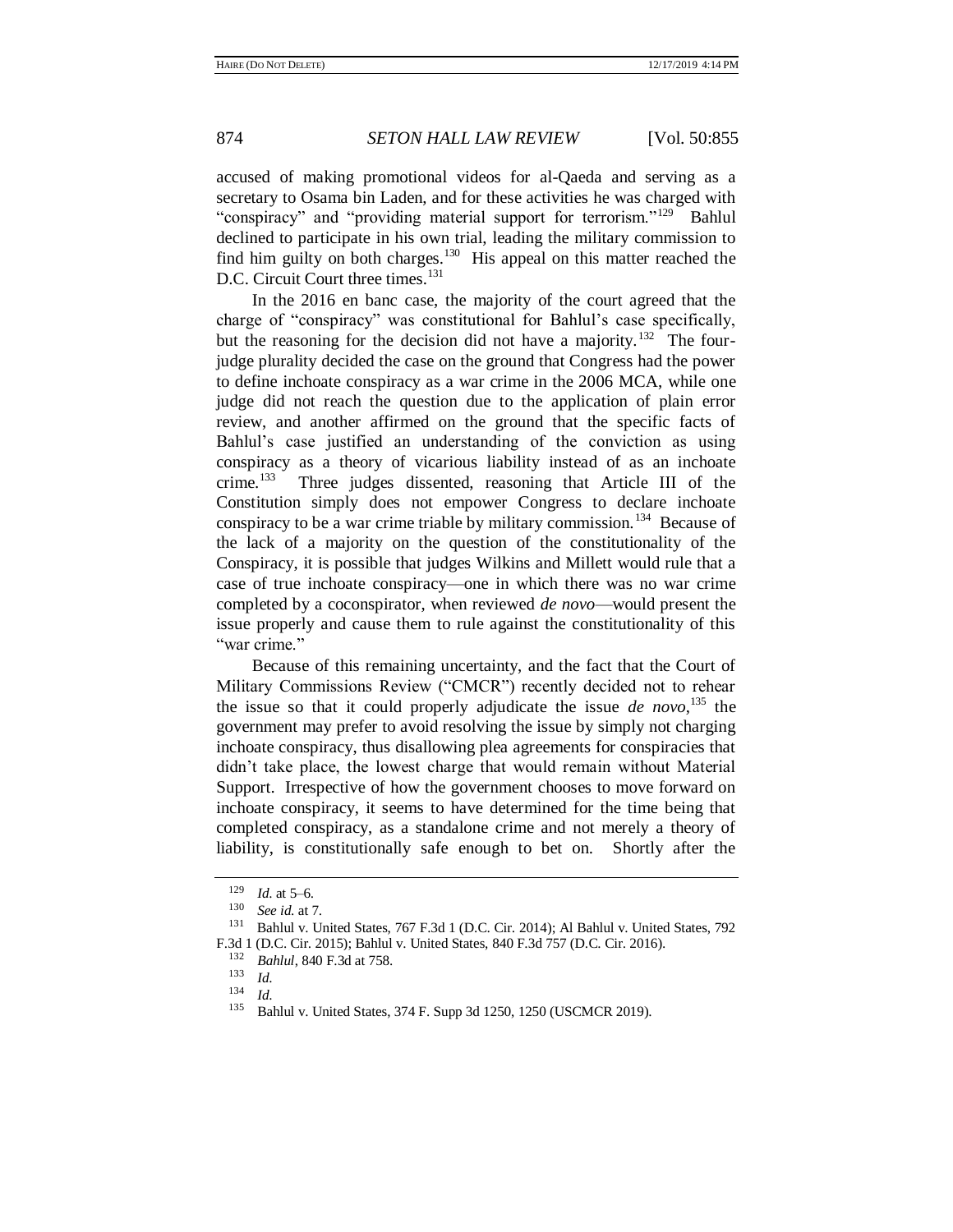accused of making promotional videos for al-Qaeda and serving as a secretary to Osama bin Laden, and for these activities he was charged with "conspiracy" and "providing material support for terrorism."[129] Bahlul declined to participate in his own trial, leading the military commission to find him guilty on both charges.[130] His appeal on this matter reached the D.C. Circuit Court three times.[131]

In the 2016 en banc case, the majority of the court agreed that the charge of "conspiracy" was constitutional for Bahlul's case specifically, but the reasoning for the decision did not have a majority.[132] The four-judge plurality decided the case on the ground that Congress had the power to define inchoate conspiracy as a war crime in the 2006 MCA, while one judge did not reach the question due to the application of plain error review, and another affirmed on the ground that the specific facts of Bahlul's case justified an understanding of the conviction as using conspiracy as a theory of vicarious liability instead of as an inchoate crime.[133] Three judges dissented, reasoning that Article III of the Constitution simply does not empower Congress to declare inchoate conspiracy to be a war crime triable by military commission.[134] Because of the lack of a majority on the question of the constitutionality of the Conspiracy, it is possible that judges Wilkins and Millett would rule that a case of true inchoate conspiracy—one in which there was no war crime completed by a coconspirator, when reviewed *de novo*—would present the issue properly and cause them to rule against the constitutionality of this "war crime."

Because of this remaining uncertainty, and the fact that the Court of Military Commissions Review ("CMCR") recently decided not to rehear the issue so that it could properly adjudicate the issue *de novo*,[135] the government may prefer to avoid resolving the issue by simply not charging inchoate conspiracy, thus disallowing plea agreements for conspiracies that didn't take place, the lowest charge that would remain without Material Support. Irrespective of how the government chooses to move forward on inchoate conspiracy, it seems to have determined for the time being that completed conspiracy, as a standalone crime and not merely a theory of liability, is constitutionally safe enough to bet on. Shortly after the

---

[129] *Id.* at 5–6.

[130] *See id.* at 7.

[131] Bahlul v. United States, 767 F.3d 1 (D.C. Cir. 2014); Al Bahlul v. United States, 792 F.3d 1 (D.C. Cir. 2015); Bahlul v. United States, 840 F.3d 757 (D.C. Cir. 2016).

[132] *Bahlul*, 840 F.3d at 758.

[133] *Id.*

[134] *Id.*

[135] Bahlul v. United States, 374 F. Supp 3d 1250, 1250 (USCMCR 2019).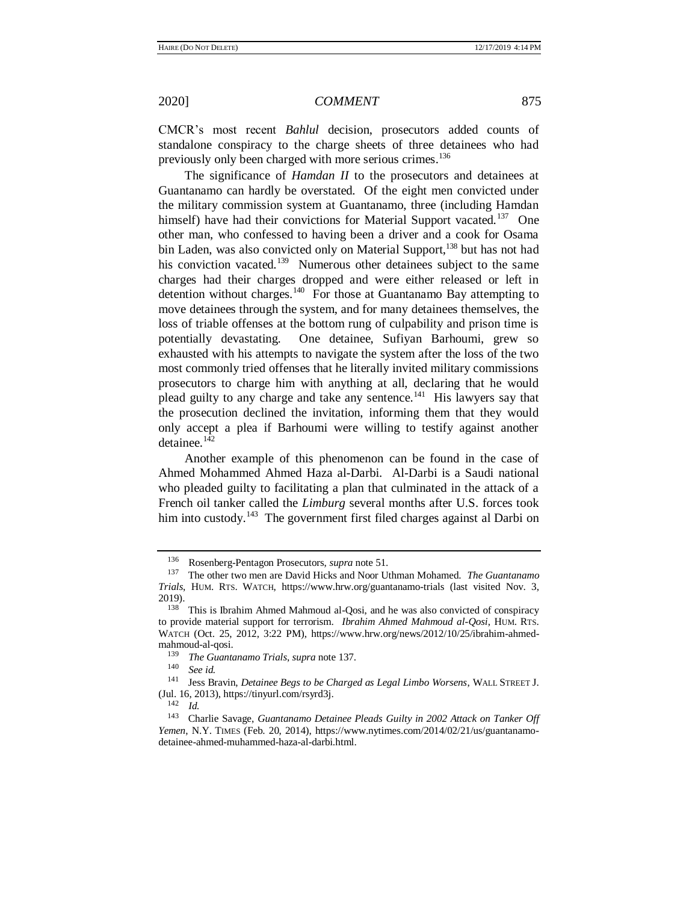CMCR's most recent *Bahlul* decision, prosecutors added counts of standalone conspiracy to the charge sheets of three detainees who had previously only been charged with more serious crimes.[136]

The significance of *Hamdan II* to the prosecutors and detainees at Guantanamo can hardly be overstated. Of the eight men convicted under the military commission system at Guantanamo, three (including Hamdan himself) have had their convictions for Material Support vacated.[137] One other man, who confessed to having been a driver and a cook for Osama bin Laden, was also convicted only on Material Support,[138] but has not had his conviction vacated.[139] Numerous other detainees subject to the same charges had their charges dropped and were either released or left in detention without charges.[140] For those at Guantanamo Bay attempting to move detainees through the system, and for many detainees themselves, the loss of triable offenses at the bottom rung of culpability and prison time is potentially devastating. One detainee, Sufiyan Barhoumi, grew so exhausted with his attempts to navigate the system after the loss of the two most commonly tried offenses that he literally invited military commissions prosecutors to charge him with anything at all, declaring that he would plead guilty to any charge and take any sentence.[141] His lawyers say that the prosecution declined the invitation, informing them that they would only accept a plea if Barhoumi were willing to testify against another detainee.[142]

Another example of this phenomenon can be found in the case of Ahmed Mohammed Ahmed Haza al-Darbi. Al-Darbi is a Saudi national who pleaded guilty to facilitating a plan that culminated in the attack of a French oil tanker called the *Limburg* several months after U.S. forces took him into custody.[143] The government first filed charges against al Darbi on

---

[136] Rosenberg-Pentagon Prosecutors, *supra* note 51.

[137] The other two men are David Hicks and Noor Uthman Mohamed. *The Guantanamo Trials*, HUM. RTS. WATCH, https://www.hrw.org/guantanamo-trials (last visited Nov. 3, 2019).

[138] This is Ibrahim Ahmed Mahmoud al-Qosi, and he was also convicted of conspiracy to provide material support for terrorism. *Ibrahim Ahmed Mahmoud al-Qosi*, HUM. RTS. WATCH (Oct. 25, 2012, 3:22 PM), https://www.hrw.org/news/2012/10/25/ibrahim-ahmed-mahmoud-al-qosi.

[139] *The Guantanamo Trials*, *supra* note 137.

[140] *See id.*

[141] Jess Bravin, *Detainee Begs to be Charged as Legal Limbo Worsens*, WALL STREET J. (Jul. 16, 2013), https://tinyurl.com/rsyrd3j.

[142] *Id.*

[143] Charlie Savage, *Guantanamo Detainee Pleads Guilty in 2002 Attack on Tanker Off Yemen*, N.Y. TIMES (Feb. 20, 2014), https://www.nytimes.com/2014/02/21/us/guantanamo-detainee-ahmed-muhammed-haza-al-darbi.html.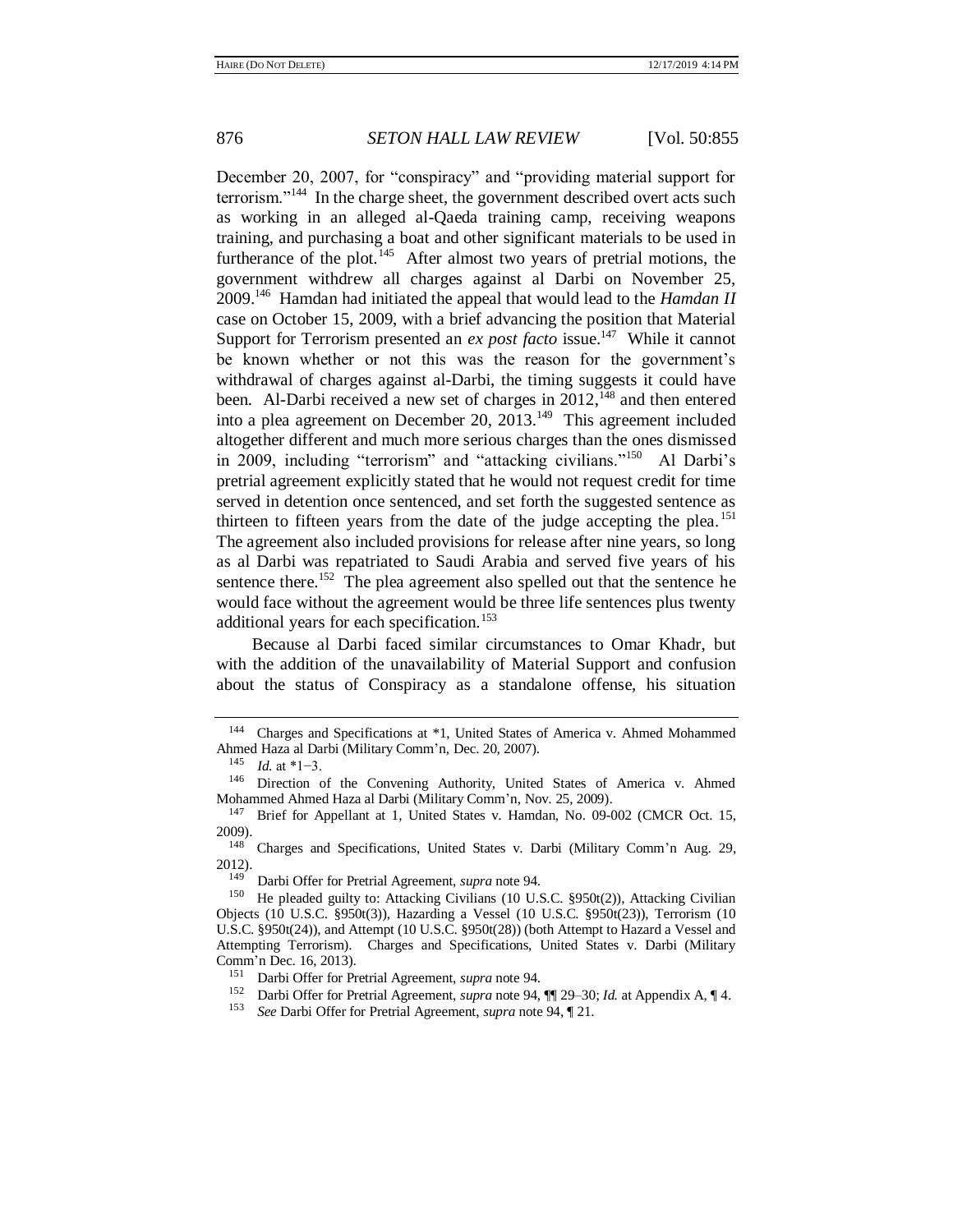December 20, 2007, for "conspiracy" and "providing material support for terrorism."[144] In the charge sheet, the government described overt acts such as working in an alleged al-Qaeda training camp, receiving weapons training, and purchasing a boat and other significant materials to be used in furtherance of the plot.[145] After almost two years of pretrial motions, the government withdrew all charges against al Darbi on November 25, 2009.[146] Hamdan had initiated the appeal that would lead to the *Hamdan II* case on October 15, 2009, with a brief advancing the position that Material Support for Terrorism presented an *ex post facto* issue.[147] While it cannot be known whether or not this was the reason for the government's withdrawal of charges against al-Darbi, the timing suggests it could have been. Al-Darbi received a new set of charges in 2012,[148] and then entered into a plea agreement on December 20, 2013.[149] This agreement included altogether different and much more serious charges than the ones dismissed in 2009, including "terrorism" and "attacking civilians."[150] Al Darbi's pretrial agreement explicitly stated that he would not request credit for time served in detention once sentenced, and set forth the suggested sentence as thirteen to fifteen years from the date of the judge accepting the plea.[151] The agreement also included provisions for release after nine years, so long as al Darbi was repatriated to Saudi Arabia and served five years of his sentence there.[152] The plea agreement also spelled out that the sentence he would face without the agreement would be three life sentences plus twenty additional years for each specification.[153]

Because al Darbi faced similar circumstances to Omar Khadr, but with the addition of the unavailability of Material Support and confusion about the status of Conspiracy as a standalone offense, his situation

---

[144] Charges and Specifications at *1, United States of America v. Ahmed Mohammed Ahmed Haza al Darbi (Military Comm'n, Dec. 20, 2007).

[145] *Id.* at *1−3.

[146] Direction of the Convening Authority, United States of America v. Ahmed Mohammed Ahmed Haza al Darbi (Military Comm'n, Nov. 25, 2009).

[147] Brief for Appellant at 1, United States v. Hamdan, No. 09-002 (CMCR Oct. 15, 2009).

[148] Charges and Specifications, United States v. Darbi (Military Comm'n Aug. 29, 2012).

[149] Darbi Offer for Pretrial Agreement, *supra* note 94.

[150] He pleaded guilty to: Attacking Civilians (10 U.S.C. §950t(2)), Attacking Civilian Objects (10 U.S.C. §950t(3)), Hazarding a Vessel (10 U.S.C. §950t(23)), Terrorism (10 U.S.C. §950t(24)), and Attempt (10 U.S.C. §950t(28)) (both Attempt to Hazard a Vessel and Attempting Terrorism). Charges and Specifications, United States v. Darbi (Military Comm'n Dec. 16, 2013).

[151] Darbi Offer for Pretrial Agreement, *supra* note 94.

[152] Darbi Offer for Pretrial Agreement, *supra* note 94, ¶¶ 29–30; *Id.* at Appendix A, ¶ 4.

[153] *See* Darbi Offer for Pretrial Agreement, *supra* note 94, ¶ 21.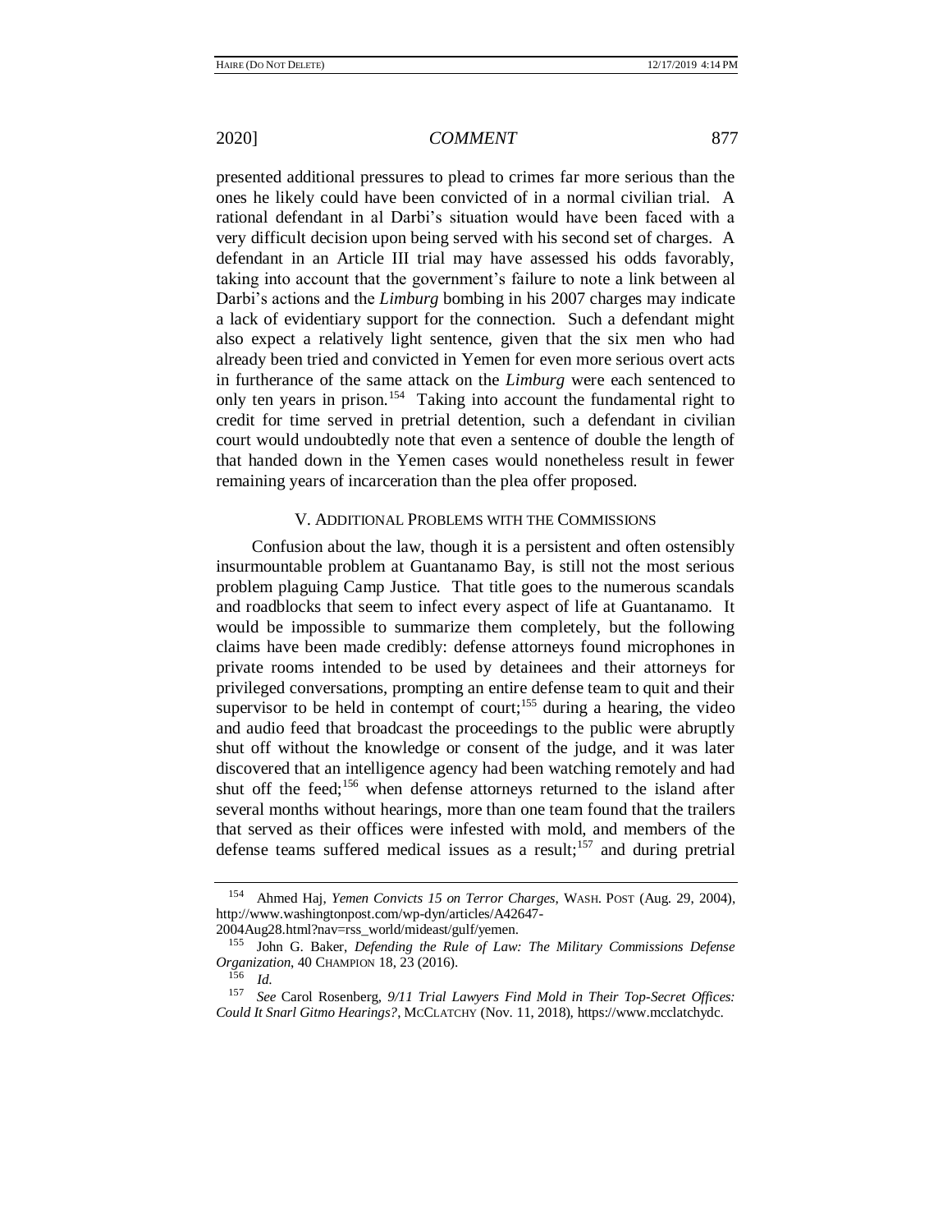presented additional pressures to plead to crimes far more serious than the ones he likely could have been convicted of in a normal civilian trial. A rational defendant in al Darbi's situation would have been faced with a very difficult decision upon being served with his second set of charges. A defendant in an Article III trial may have assessed his odds favorably, taking into account that the government's failure to note a link between al Darbi's actions and the *Limburg* bombing in his 2007 charges may indicate a lack of evidentiary support for the connection. Such a defendant might also expect a relatively light sentence, given that the six men who had already been tried and convicted in Yemen for even more serious overt acts in furtherance of the same attack on the *Limburg* were each sentenced to only ten years in prison.[154] Taking into account the fundamental right to credit for time served in pretrial detention, such a defendant in civilian court would undoubtedly note that even a sentence of double the length of that handed down in the Yemen cases would nonetheless result in fewer remaining years of incarceration than the plea offer proposed.

## V. ADDITIONAL PROBLEMS WITH THE COMMISSIONS

Confusion about the law, though it is a persistent and often ostensibly insurmountable problem at Guantanamo Bay, is still not the most serious problem plaguing Camp Justice. That title goes to the numerous scandals and roadblocks that seem to infect every aspect of life at Guantanamo. It would be impossible to summarize them completely, but the following claims have been made credibly: defense attorneys found microphones in private rooms intended to be used by detainees and their attorneys for privileged conversations, prompting an entire defense team to quit and their supervisor to be held in contempt of court;[155] during a hearing, the video and audio feed that broadcast the proceedings to the public were abruptly shut off without the knowledge or consent of the judge, and it was later discovered that an intelligence agency had been watching remotely and had shut off the feed;[156] when defense attorneys returned to the island after several months without hearings, more than one team found that the trailers that served as their offices were infested with mold, and members of the defense teams suffered medical issues as a result;[157] and during pretrial

---

[154] Ahmed Haj, *Yemen Convicts 15 on Terror Charges*, WASH. POST (Aug. 29, 2004), http://www.washingtonpost.com/wp-dyn/articles/A42647-2004Aug28.html?nav=rss_world/mideast/gulf/yemen.

[155] John G. Baker, *Defending the Rule of Law: The Military Commissions Defense Organization*, 40 CHAMPION 18, 23 (2016).

[156] *Id.*

[157] *See* Carol Rosenberg, *9/11 Trial Lawyers Find Mold in Their Top-Secret Offices: Could It Snarl Gitmo Hearings?*, MCCLATCHY (Nov. 11, 2018), https://www.mcclatchydc.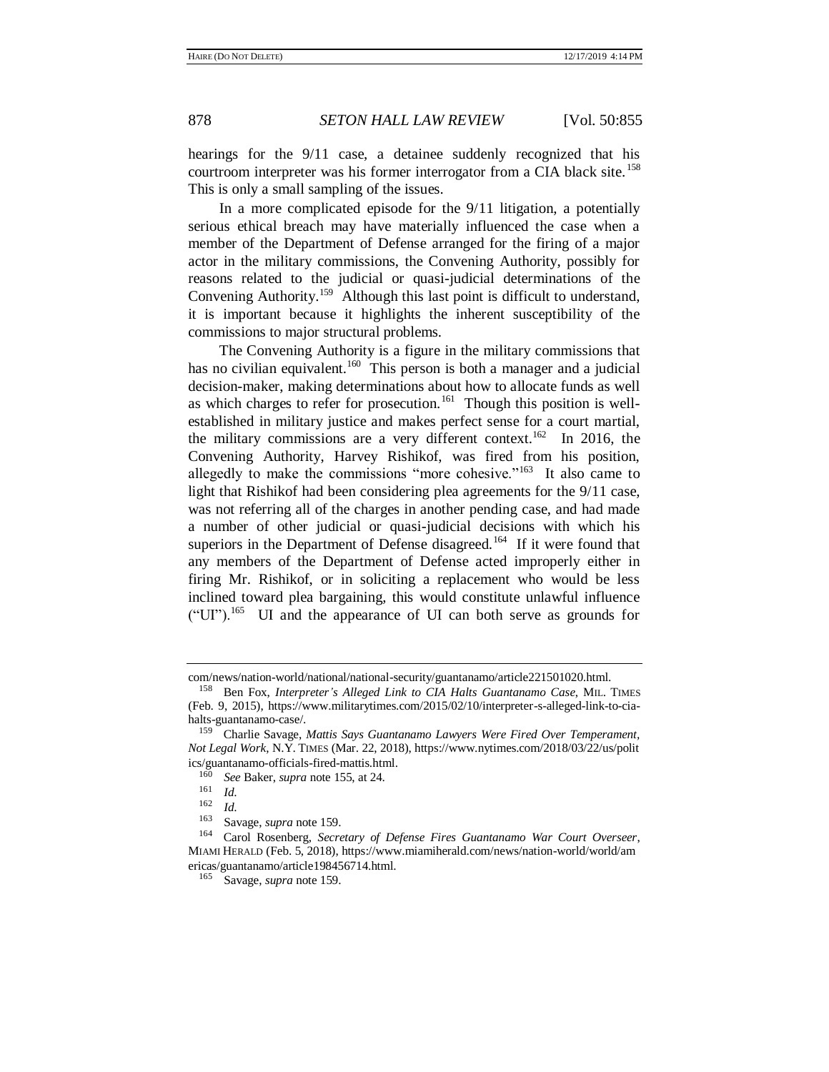hearings for the 9/11 case, a detainee suddenly recognized that his courtroom interpreter was his former interrogator from a CIA black site.[158] This is only a small sampling of the issues.

In a more complicated episode for the 9/11 litigation, a potentially serious ethical breach may have materially influenced the case when a member of the Department of Defense arranged for the firing of a major actor in the military commissions, the Convening Authority, possibly for reasons related to the judicial or quasi-judicial determinations of the Convening Authority.[159] Although this last point is difficult to understand, it is important because it highlights the inherent susceptibility of the commissions to major structural problems.

The Convening Authority is a figure in the military commissions that has no civilian equivalent.[160] This person is both a manager and a judicial decision-maker, making determinations about how to allocate funds as well as which charges to refer for prosecution.[161] Though this position is well-established in military justice and makes perfect sense for a court martial, the military commissions are a very different context.[162] In 2016, the Convening Authority, Harvey Rishikof, was fired from his position, allegedly to make the commissions "more cohesive."[163] It also came to light that Rishikof had been considering plea agreements for the 9/11 case, was not referring all of the charges in another pending case, and had made a number of other judicial or quasi-judicial decisions with which his superiors in the Department of Defense disagreed.[164] If it were found that any members of the Department of Defense acted improperly either in firing Mr. Rishikof, or in soliciting a replacement who would be less inclined toward plea bargaining, this would constitute unlawful influence ("UI").[165] UI and the appearance of UI can both serve as grounds for

---

com/news/nation-world/national/national-security/guantanamo/article221501020.html.

[158] Ben Fox, *Interpreter's Alleged Link to CIA Halts Guantanamo Case*, MIL. TIMES (Feb. 9, 2015), https://www.militarytimes.com/2015/02/10/interpreter-s-alleged-link-to-cia-halts-guantanamo-case/.

[159] Charlie Savage, *Mattis Says Guantanamo Lawyers Were Fired Over Temperament, Not Legal Work*, N.Y. TIMES (Mar. 22, 2018), https://www.nytimes.com/2018/03/22/us/politics/guantanamo-officials-fired-mattis.html.

[160] *See* Baker, *supra* note 155, at 24.

[161] *Id.*

[162] *Id.*

[163] Savage, *supra* note 159.

[164] Carol Rosenberg, *Secretary of Defense Fires Guantanamo War Court Overseer*, MIAMI HERALD (Feb. 5, 2018), https://www.miamiherald.com/news/nation-world/world/americas/guantanamo/article198456714.html.

[165] Savage, *supra* note 159.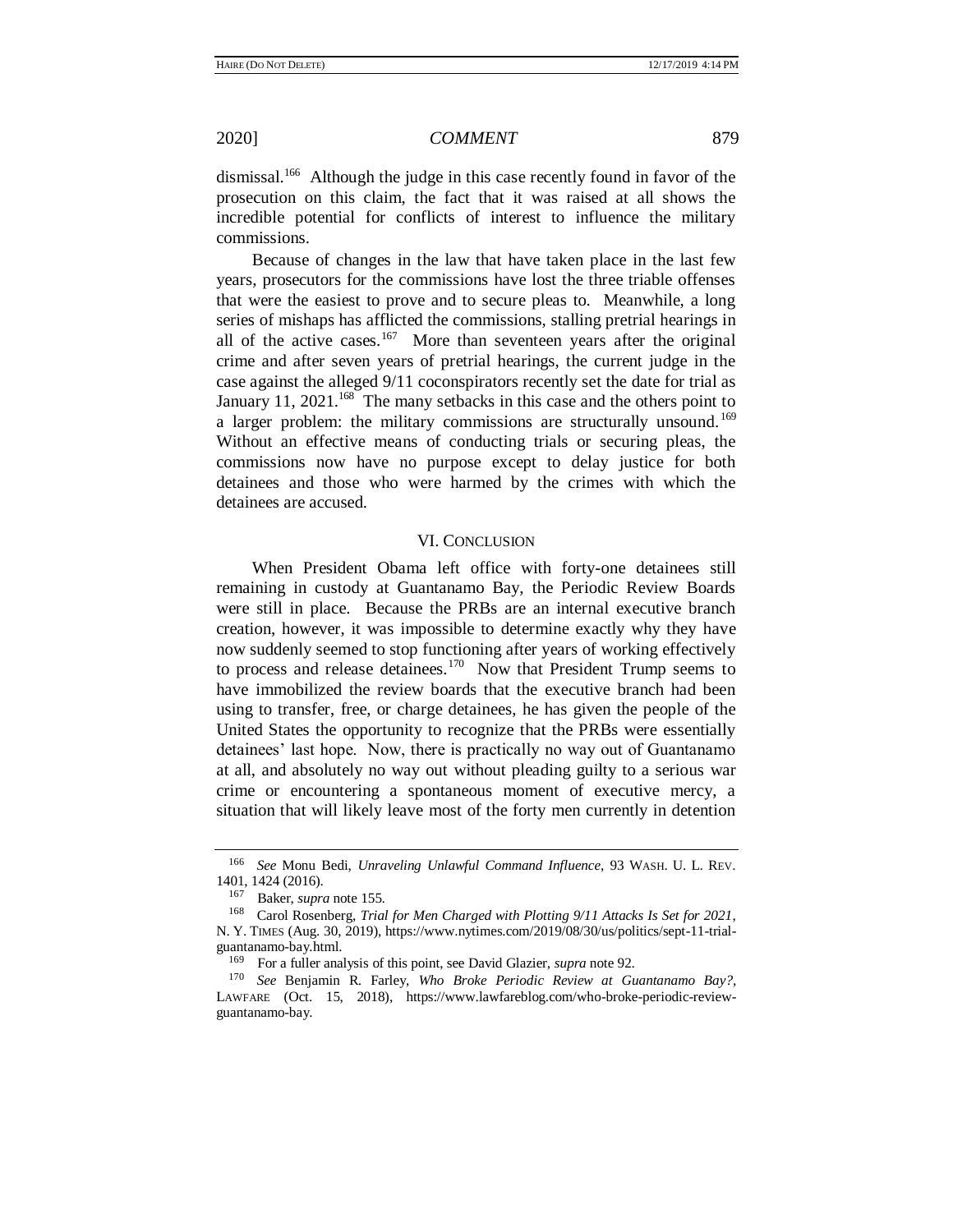dismissal.[166] Although the judge in this case recently found in favor of the prosecution on this claim, the fact that it was raised at all shows the incredible potential for conflicts of interest to influence the military commissions.

Because of changes in the law that have taken place in the last few years, prosecutors for the commissions have lost the three triable offenses that were the easiest to prove and to secure pleas to. Meanwhile, a long series of mishaps has afflicted the commissions, stalling pretrial hearings in all of the active cases.[167] More than seventeen years after the original crime and after seven years of pretrial hearings, the current judge in the case against the alleged 9/11 coconspirators recently set the date for trial as January 11, 2021.[168] The many setbacks in this case and the others point to a larger problem: the military commissions are structurally unsound.[169] Without an effective means of conducting trials or securing pleas, the commissions now have no purpose except to delay justice for both detainees and those who were harmed by the crimes with which the detainees are accused.

## VI. CONCLUSION

When President Obama left office with forty-one detainees still remaining in custody at Guantanamo Bay, the Periodic Review Boards were still in place. Because the PRBs are an internal executive branch creation, however, it was impossible to determine exactly why they have now suddenly seemed to stop functioning after years of working effectively to process and release detainees.[170] Now that President Trump seems to have immobilized the review boards that the executive branch had been using to transfer, free, or charge detainees, he has given the people of the United States the opportunity to recognize that the PRBs were essentially detainees' last hope. Now, there is practically no way out of Guantanamo at all, and absolutely no way out without pleading guilty to a serious war crime or encountering a spontaneous moment of executive mercy, a situation that will likely leave most of the forty men currently in detention

---

[166] *See* Monu Bedi, *Unraveling Unlawful Command Influence*, 93 WASH. U. L. REV. 1401, 1424 (2016).

[167] Baker, *supra* note 155.

[168] Carol Rosenberg, *Trial for Men Charged with Plotting 9/11 Attacks Is Set for 2021*, N. Y. TIMES (Aug. 30, 2019), https://www.nytimes.com/2019/08/30/us/politics/sept-11-trial-guantanamo-bay.html.

[169] For a fuller analysis of this point, see David Glazier, *supra* note 92.

[170] *See* Benjamin R. Farley, *Who Broke Periodic Review at Guantanamo Bay?*, LAWFARE (Oct. 15, 2018), https://www.lawfareblog.com/who-broke-periodic-review-guantanamo-bay.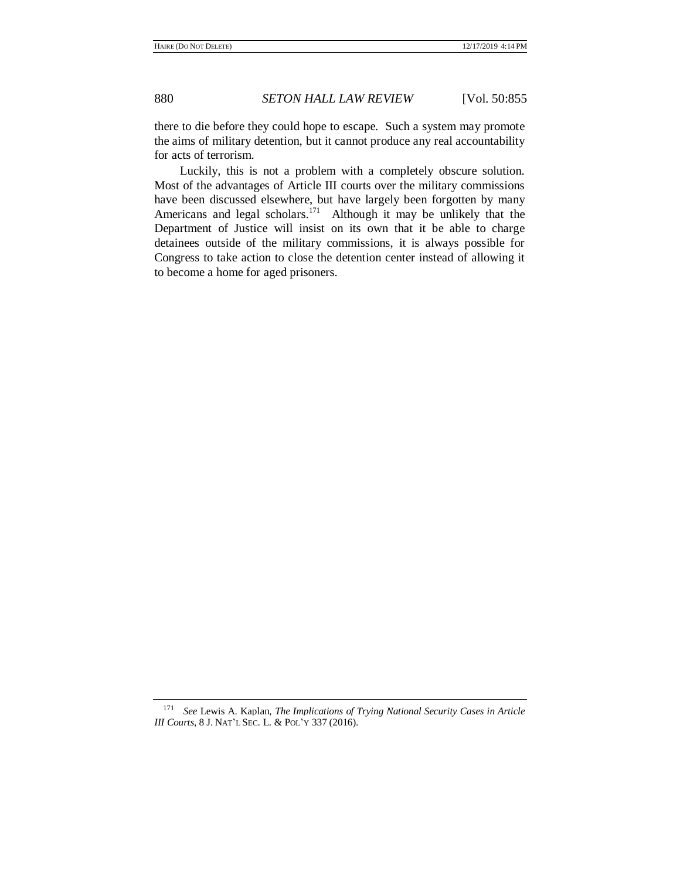there to die before they could hope to escape. Such a system may promote the aims of military detention, but it cannot produce any real accountability for acts of terrorism.

Luckily, this is not a problem with a completely obscure solution. Most of the advantages of Article III courts over the military commissions have been discussed elsewhere, but have largely been forgotten by many Americans and legal scholars.[171] Although it may be unlikely that the Department of Justice will insist on its own that it be able to charge detainees outside of the military commissions, it is always possible for Congress to take action to close the detention center instead of allowing it to become a home for aged prisoners.

---

[171] *See* Lewis A. Kaplan, *The Implications of Trying National Security Cases in Article III Courts*, 8 J. NAT'L SEC. L. & POL'Y 337 (2016).